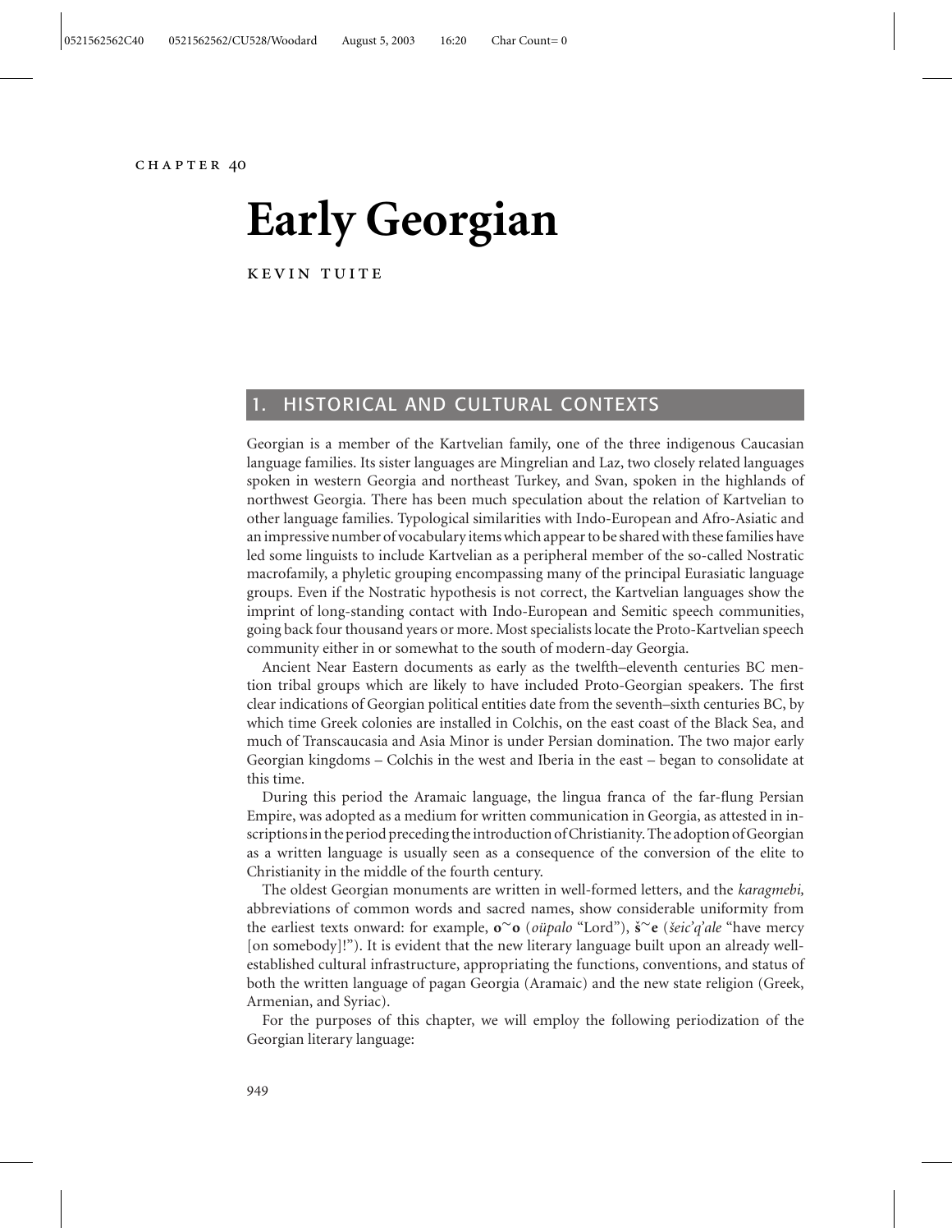CHAPTER 40

# Early Georgian

KEVIN TUITE

## 1. HISTORICAL AND CULTURAL CONTEXTS

Georgian is a member of the Kartvelian family, one of the three indigenous Caucasian language families. Its sister languages are Mingrelian and Laz, two closely related languages spoken in western Georgia and northeast Turkey, and Svan, spoken in the highlands of northwest Georgia. There has been much speculation about the relation of Kartvelian to other language families. Typological similarities with Indo-European and Afro-Asiatic and an impressive number of vocabulary items which appear to be shared with these families have led some linguists to include Kartvelian as a peripheral member of the so-called Nostratic macrofamily, a phyletic grouping encompassing many of the principal Eurasiatic language groups. Even if the Nostratic hypothesis is not correct, the Kartvelian languages show the imprint of long-standing contact with Indo-European and Semitic speech communities, going back four thousand years or more. Most specialists locate the Proto-Kartvelian speech community either in or somewhat to the south of modern-day Georgia.

Ancient Near Eastern documents as early as the twelfth–eleventh centuries BC mention tribal groups which are likely to have included Proto-Georgian speakers. The first clear indications of Georgian political entities date from the seventh–sixth centuries BC, by which time Greek colonies are installed in Colchis, on the east coast of the Black Sea, and much of Transcaucasia and Asia Minor is under Persian domination. The two major early Georgian kingdoms – Colchis in the west and Iberia in the east – began to consolidate at this time.

During this period the Aramaic language, the lingua franca of the far-flung Persian Empire, was adopted as a medium for written communication in Georgia, as attested in inscriptions in the period preceding the introduction of Christianity. The adoption of Georgian as a written language is usually seen as a consequence of the conversion of the elite to Christianity in the middle of the fourth century.

The oldest Georgian monuments are written in well-formed letters, and the *karagmebi,* abbreviations of common words and sacred names, show considerable uniformity from the earliest texts onward: for example, **o~o** (*oüpalo* "Lord"), **š~e** (*šeic'q'ale* "have mercy [on somebody]!"). It is evident that the new literary language built upon an already well-established cultural infrastructure, appropriating the functions, conventions, and status of both the written language of pagan Georgia (Aramaic) and the new state religion (Greek, Armenian, and Syriac).

For the purposes of this chapter, we will employ the following periodization of the Georgian literary language: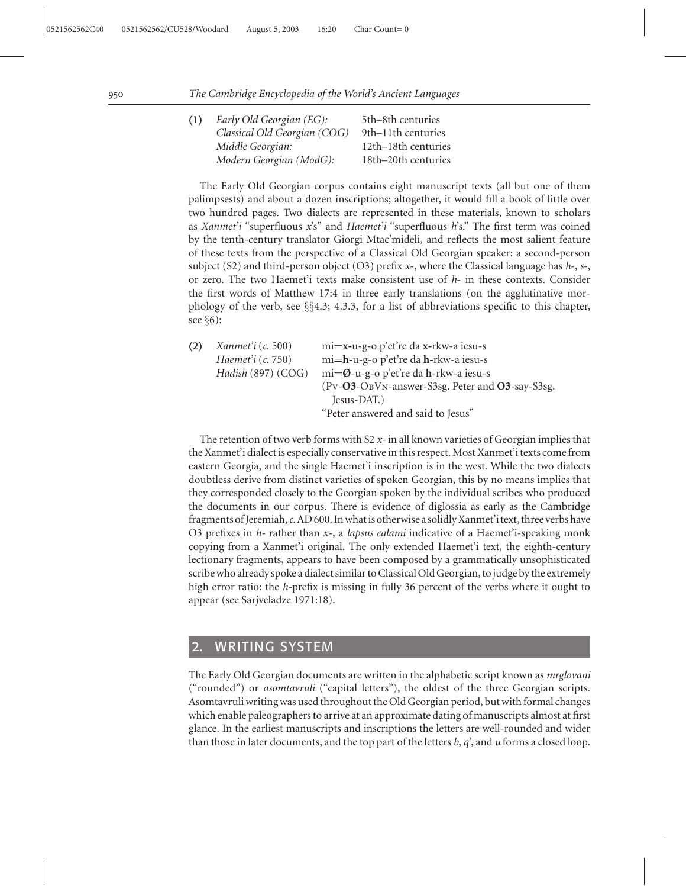(1) *Early Old Georgian (EG):* 5th–8th centuries
*Classical Old Georgian (COG)* 9th–11th centuries
*Middle Georgian:* 12th–18th centuries
*Modern Georgian (ModG):* 18th–20th centuries

The Early Old Georgian corpus contains eight manuscript texts (all but one of them palimpsests) and about a dozen inscriptions; altogether, it would fill a book of little over two hundred pages. Two dialects are represented in these materials, known to scholars as *Xanmet'i* "superfluous *x*'s" and *Haemet'i* "superfluous *h*'s." The first term was coined by the tenth-century translator Giorgi Mtac'mideli, and reflects the most salient feature of these texts from the perspective of a Classical Old Georgian speaker: a second-person subject (S2) and third-person object (O3) prefix *x*-, where the Classical language has *h*-, *s*-, or zero. The two Haemet'i texts make consistent use of *h*- in these contexts. Consider the first words of Matthew 17:4 in three early translations (on the agglutinative morphology of the verb, see §§4.3; 4.3.3, for a list of abbreviations specific to this chapter, see §6):

(2) *Xanmet'i* (*c.* 500) mi=**x**-u-g-o p'et're da **x**-rkw-a iesu-s
*Haemet'i* (*c.* 750) mi=**h**-u-g-o p'et're da **h**-rkw-a iesu-s
*Hadish* (897) (COG) mi=**Ø**-u-g-o p'et're da **h**-rkw-a iesu-s
(Pv-**O3**-ObVn-answer-S3sg. Peter and **O3**-say-S3sg. Jesus-DAT.)
"Peter answered and said to Jesus"

The retention of two verb forms with S2 *x*- in all known varieties of Georgian implies that the Xanmet'i dialect is especially conservative in this respect. Most Xanmet'i texts come from eastern Georgia, and the single Haemet'i inscription is in the west. While the two dialects doubtless derive from distinct varieties of spoken Georgian, this by no means implies that they corresponded closely to the Georgian spoken by the individual scribes who produced the documents in our corpus. There is evidence of diglossia as early as the Cambridge fragments of Jeremiah, *c.* AD 600. In what is otherwise a solidly Xanmet'i text, three verbs have O3 prefixes in *h*- rather than *x*-, a *lapsus calami* indicative of a Haemet'i-speaking monk copying from a Xanmet'i original. The only extended Haemet'i text, the eighth-century lectionary fragments, appears to have been composed by a grammatically unsophisticated scribe who already spoke a dialect similar to Classical Old Georgian, to judge by the extremely high error ratio: the *h*-prefix is missing in fully 36 percent of the verbs where it ought to appear (see Sarjveladze 1971:18).

## 2. WRITING SYSTEM

The Early Old Georgian documents are written in the alphabetic script known as *mrglovani* ("rounded") or *asomtavruli* ("capital letters"), the oldest of the three Georgian scripts. Asomtavruli writing was used throughout the Old Georgian period, but with formal changes which enable paleographers to arrive at an approximate dating of manuscripts almost at first glance. In the earliest manuscripts and inscriptions the letters are well-rounded and wider than those in later documents, and the top part of the letters *b*, *q'*, and *u* forms a closed loop.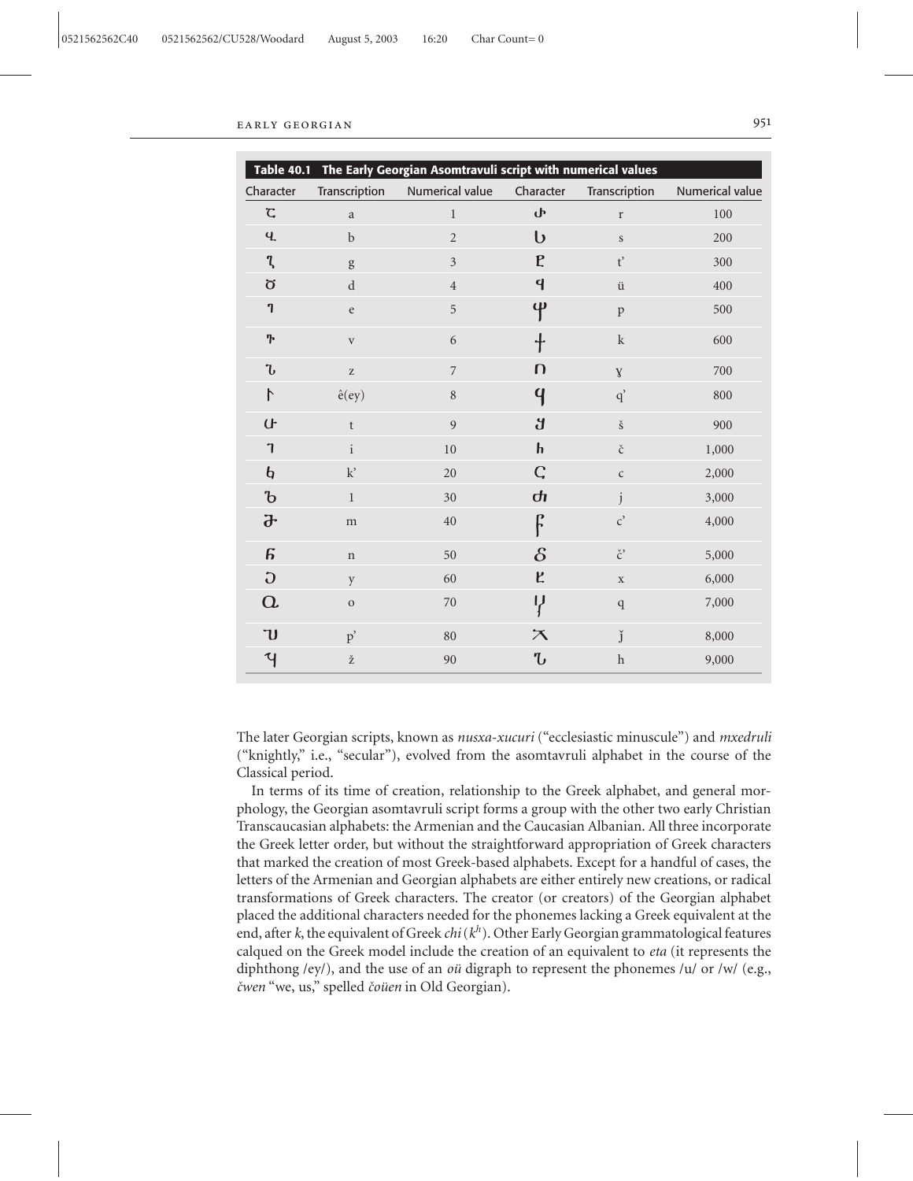**Table 40.1 The Early Georgian Asomtavruli script with numerical values**

| Character | Transcription | Numerical value | Character | Transcription | Numerical value |
|---|---|---|---|---|---|
| Ⴀ | a | 1 | Ⴐ | r | 100 |
| Ⴁ | b | 2 | Ⴑ | s | 200 |
| Ⴂ | g | 3 | Ⴒ | t' | 300 |
| Ⴃ | d | 4 | Ⴓ | ü | 400 |
| Ⴄ | e | 5 | Ⴔ | p | 500 |
| Ⴅ | v | 6 | Ⴕ | k | 600 |
| Ⴆ | z | 7 | Ⴖ | ɣ | 700 |
| Ⴡ | ê(ey) | 8 | Ⴗ | q' | 800 |
| Ⴇ | t | 9 | Ⴘ | š | 900 |
| Ⴈ | i | 10 | Ⴙ | č | 1,000 |
| Ⴉ | k' | 20 | Ⴚ | c | 2,000 |
| Ⴊ | l | 30 | Ⴛ | j | 3,000 |
| Ⴋ | m | 40 | Ⴜ | c' | 4,000 |
| Ⴌ | n | 50 | Ⴝ | č' | 5,000 |
| Ⴢ | y | 60 | Ⴞ | x | 6,000 |
| Ⴍ | o | 70 | Ⴤ | q | 7,000 |
| Ⴎ | p' | 80 | Ⴟ | ǰ | 8,000 |
| Ⴏ | ž | 90 | Ⴠ | h | 9,000 |

The later Georgian scripts, known as *nusxa-xucuri* ("ecclesiastic minuscule") and *mxedruli* ("knightly," i.e., "secular"), evolved from the asomtavruli alphabet in the course of the Classical period.

In terms of its time of creation, relationship to the Greek alphabet, and general morphology, the Georgian asomtavruli script forms a group with the other two early Christian Transcaucasian alphabets: the Armenian and the Caucasian Albanian. All three incorporate the Greek letter order, but without the straightforward appropriation of Greek characters that marked the creation of most Greek-based alphabets. Except for a handful of cases, the letters of the Armenian and Georgian alphabets are either entirely new creations, or radical transformations of Greek characters. The creator (or creators) of the Georgian alphabet placed the additional characters needed for the phonemes lacking a Greek equivalent at the end, after *k*, the equivalent of Greek *chi* ($k^h$). Other Early Georgian grammatological features calqued on the Greek model include the creation of an equivalent to *eta* (it represents the diphthong /ey/), and the use of an *oü* digraph to represent the phonemes /u/ or /w/ (e.g., *čwen* "we, us," spelled *čoüen* in Old Georgian).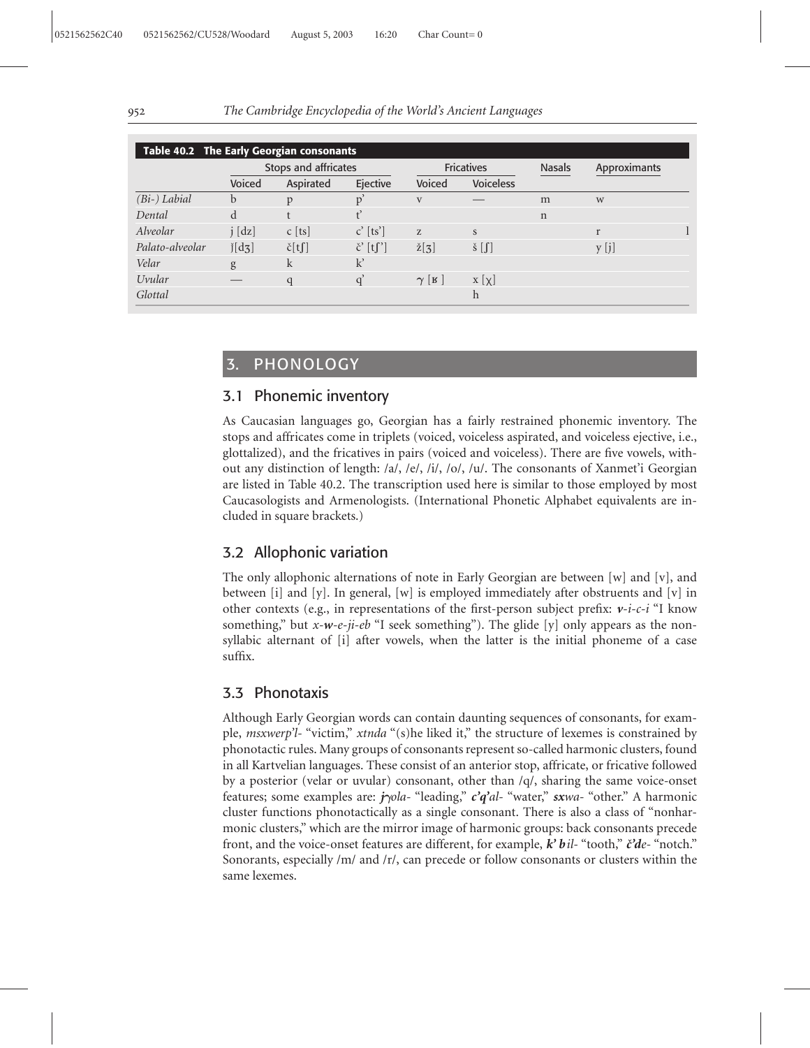**Table 40.2 The Early Georgian consonants**

| | Stops and affricates | | | Fricatives | | Nasals | Approximants | |
|---|---|---|---|---|---|---|---|---|
| | Voiced | Aspirated | Ejective | Voiced | Voiceless | | | |
| *(Bi-) Labial* | b | p | p' | v | — | m | w | |
| *Dental* | d | t | t' | | | n | | |
| *Alveolar* | j [dz] | c [ts] | c' [ts'] | z | s | | r | l |
| *Palato-alveolar* | ǰ[dʒ] | č[tʃ] | č' [tʃ'] | ž[ʒ] | š [ʃ] | | y [j] | |
| *Velar* | g | k | k' | | | | | |
| *Uvular* | — | q | q' | γ [ʁ] | x [χ] | | | |
| *Glottal* | | | | | h | | | |

## 3. PHONOLOGY

### 3.1 Phonemic inventory

As Caucasian languages go, Georgian has a fairly restrained phonemic inventory. The stops and affricates come in triplets (voiced, voiceless aspirated, and voiceless ejective, i.e., glottalized), and the fricatives in pairs (voiced and voiceless). There are five vowels, without any distinction of length: /a/, /e/, /i/, /o/, /u/. The consonants of Xanmet'i Georgian are listed in Table 40.2. The transcription used here is similar to those employed by most Caucasologists and Armenologists. (International Phonetic Alphabet equivalents are included in square brackets.)

### 3.2 Allophonic variation

The only allophonic alternations of note in Early Georgian are between [w] and [v], and between [i] and [y]. In general, [w] is employed immediately after obstruents and [v] in other contexts (e.g., in representations of the first-person subject prefix: ***v****-i-c-i* "I know something," but *x-****w****-e-ji-eb* "I seek something"). The glide [y] only appears as the non-syllabic alternant of [i] after vowels, when the latter is the initial phoneme of a case suffix.

### 3.3 Phonotaxis

Although Early Georgian words can contain daunting sequences of consonants, for example, *msxwerp'l-* "victim," *xtnda* "(s)he liked it," the structure of lexemes is constrained by phonotactic rules. Many groups of consonants represent so-called harmonic clusters, found in all Kartvelian languages. These consist of an anterior stop, affricate, or fricative followed by a posterior (velar or uvular) consonant, other than /q/, sharing the same voice-onset features; some examples are: ***ǰγ****ola-* "leading," ***c'q'****al-* "water," ***sx****wa-* "other." A harmonic cluster functions phonotactically as a single consonant. There is also a class of "nonharmonic clusters," which are the mirror image of harmonic groups: back consonants precede front, and the voice-onset features are different, for example, ***k' b****il-* "tooth," ***č'd****e-* "notch." Sonorants, especially /m/ and /r/, can precede or follow consonants or clusters within the same lexemes.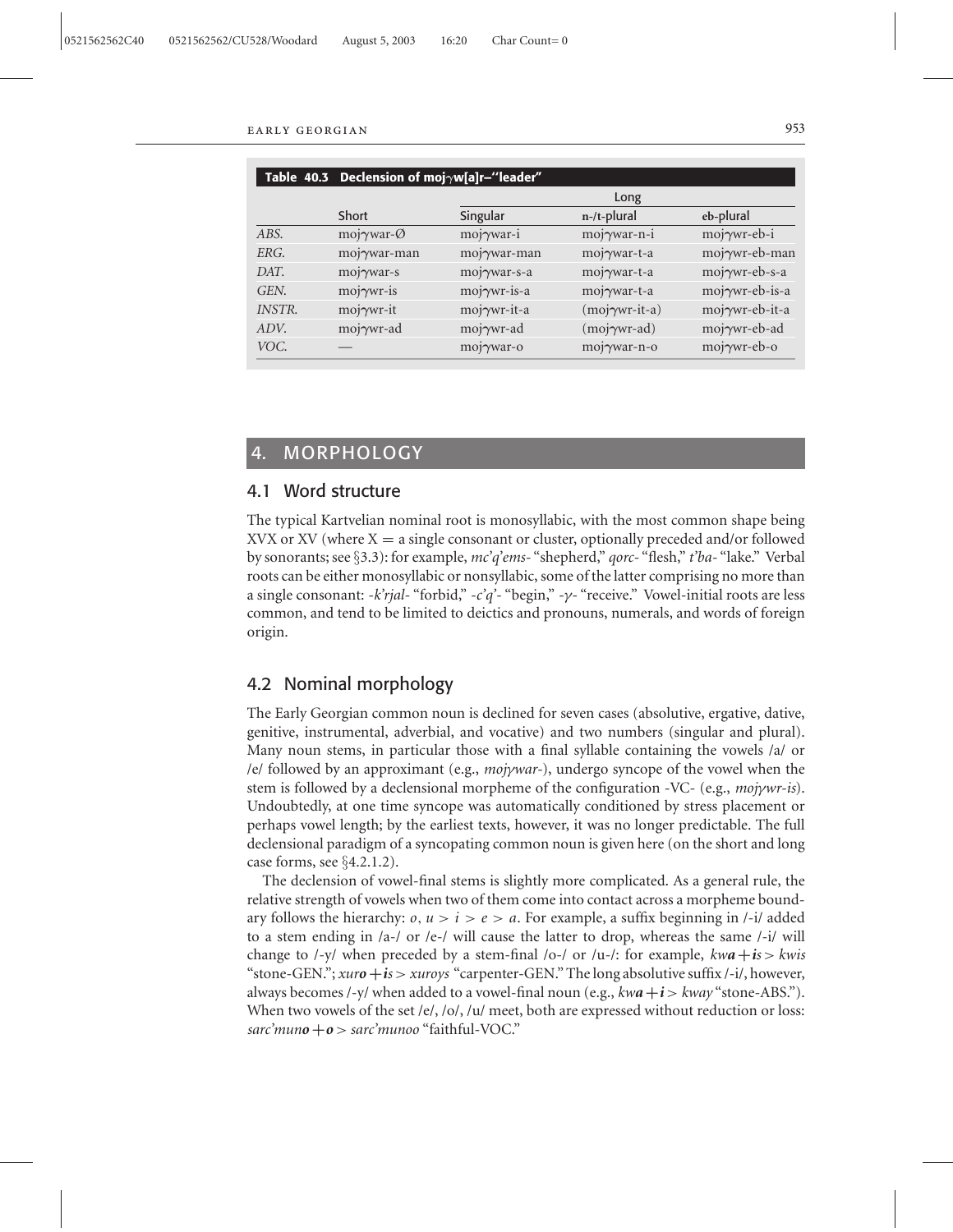**Table 40.3 Declension of mojγw[a]r–"leader"**

| | | Long | | |
|---|---|---|---|---|
| | Short | Singular | n-/t-plural | eb-plural |
| *ABS.* | mojγwar-Ø | mojγwar-i | mojγwar-n-i | mojγwr-eb-i |
| *ERG.* | mojγwar-man | mojγwar-man | mojγwar-t-a | mojγwr-eb-man |
| *DAT.* | mojγwar-s | mojγwar-s-a | mojγwar-t-a | mojγwr-eb-s-a |
| *GEN.* | mojγwr-is | mojγwr-is-a | mojγwar-t-a | mojγwr-eb-is-a |
| *INSTR.* | mojγwr-it | mojγwr-it-a | (mojγwr-it-a) | mojγwr-eb-it-a |
| *ADV.* | mojγwr-ad | mojγwr-ad | (mojγwr-ad) | mojγwr-eb-ad |
| *VOC.* | — | mojγwar-o | mojγwar-n-o | mojγwr-eb-o |

## 4. MORPHOLOGY

### 4.1 Word structure

The typical Kartvelian nominal root is monosyllabic, with the most common shape being XVX or XV (where X = a single consonant or cluster, optionally preceded and/or followed by sonorants; see §3.3): for example, *mc'q'ems-* "shepherd," *qorc-* "flesh," *t'ba-* "lake." Verbal roots can be either monosyllabic or nonsyllabic, some of the latter comprising no more than a single consonant: *-k'rjal-* "forbid," *-c'q'-* "begin," *-γ-* "receive." Vowel-initial roots are less common, and tend to be limited to deictics and pronouns, numerals, and words of foreign origin.

### 4.2 Nominal morphology

The Early Georgian common noun is declined for seven cases (absolutive, ergative, dative, genitive, instrumental, adverbial, and vocative) and two numbers (singular and plural). Many noun stems, in particular those with a final syllable containing the vowels /a/ or /e/ followed by an approximant (e.g., *mojγwar-*), undergo syncope of the vowel when the stem is followed by a declensional morpheme of the configuration -VC- (e.g., *mojγwr-is*). Undoubtedly, at one time syncope was automatically conditioned by stress placement or perhaps vowel length; by the earliest texts, however, it was no longer predictable. The full declensional paradigm of a syncopating common noun is given here (on the short and long case forms, see §4.2.1.2).

The declension of vowel-final stems is slightly more complicated. As a general rule, the relative strength of vowels when two of them come into contact across a morpheme boundary follows the hierarchy: *o*, *u* > *i* > *e* > *a*. For example, a suffix beginning in /-i/ added to a stem ending in /a-/ or /e-/ will cause the latter to drop, whereas the same /-i/ will change to /-y/ when preceded by a stem-final /o-/ or /u-/: for example, *kw**a** + **is** > kwis* "stone-GEN."; *xur**o** + **is** > xuroys* "carpenter-GEN." The long absolutive suffix /-i/, however, always becomes /-y/ when added to a vowel-final noun (e.g., *kw**a** + **i** > kway* "stone-ABS."). When two vowels of the set /e/, /o/, /u/ meet, both are expressed without reduction or loss: *sarc'mun**o** + **o** > sarc'munoo* "faithful-VOC."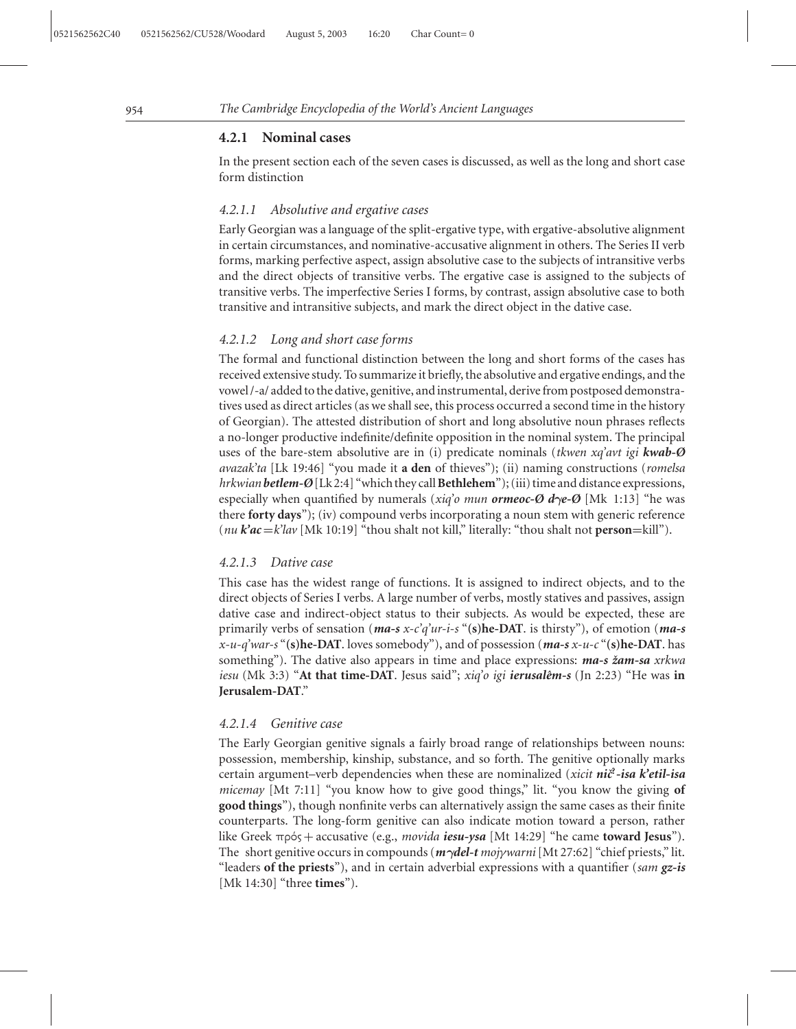### 4.2.1 Nominal cases

In the present section each of the seven cases is discussed, as well as the long and short case form distinction

#### *4.2.1.1 Absolutive and ergative cases*

Early Georgian was a language of the split-ergative type, with ergative-absolutive alignment in certain circumstances, and nominative-accusative alignment in others. The Series II verb forms, marking perfective aspect, assign absolutive case to the subjects of intransitive verbs and the direct objects of transitive verbs. The ergative case is assigned to the subjects of transitive verbs. The imperfective Series I forms, by contrast, assign absolutive case to both transitive and intransitive subjects, and mark the direct object in the dative case.

#### *4.2.1.2 Long and short case forms*

The formal and functional distinction between the long and short forms of the cases has received extensive study. To summarize it briefly, the absolutive and ergative endings, and the vowel /-a/ added to the dative, genitive, and instrumental, derive from postposed demonstratives used as direct articles (as we shall see, this process occurred a second time in the history of Georgian). The attested distribution of short and long absolutive noun phrases reflects a no-longer productive indefinite/definite opposition in the nominal system. The principal uses of the bare-stem absolutive are in (i) predicate nominals (*tkwen xq'avt igi* ***kwab-Ø*** *avazak'ta* [Lk 19:46] "you made it **a den** of thieves"); (ii) naming constructions (*romelsa hrkwian* ***betlem-Ø*** [Lk 2:4] "which they call **Bethlehem**"); (iii) time and distance expressions, especially when quantified by numerals (*xiq'o mun* ***ormeoc-Ø dɣe-Ø*** [Mk 1:13] "he was there **forty days**"); (iv) compound verbs incorporating a noun stem with generic reference (*nu* ***k'ac***=*k'lav* [Mk 10:19] "thou shalt not kill," literally: "thou shalt not **person**=kill").

#### *4.2.1.3 Dative case*

This case has the widest range of functions. It is assigned to indirect objects, and to the direct objects of Series I verbs. A large number of verbs, mostly statives and passives, assign dative case and indirect-object status to their subjects. As would be expected, these are primarily verbs of sensation (***ma-s*** *x-c'q'ur-i-s* "**(s)he-DAT**. is thirsty"), of emotion (***ma-s*** *x-u-q'war-s* "**(s)he-DAT**. loves somebody"), and of possession (***ma-s*** *x-u-c* "**(s)he-DAT**. has something"). The dative also appears in time and place expressions: ***ma-s žam-sa*** *xrkwa iesu* (Mk 3:3) "**At that time-DAT**. Jesus said"; *xiq'o igi* ***ierusalêm-s*** (Jn 2:23) "He was **in Jerusalem-DAT**."

#### *4.2.1.4 Genitive case*

The Early Georgian genitive signals a fairly broad range of relationships between nouns: possession, membership, kinship, substance, and so forth. The genitive optionally marks certain argument–verb dependencies when these are nominalized (*xicit* ***nič'-isa k'etil-isa*** *micemay* [Mt 7:11] "you know how to give good things," lit. "you know the giving **of good things**"), though nonfinite verbs can alternatively assign the same cases as their finite counterparts. The long-form genitive can also indicate motion toward a person, rather like Greek πρός + accusative (e.g., *movida* ***iesu-ysa*** [Mt 14:29] "he came **toward Jesus**"). The short genitive occurs in compounds (***mɣdel-t*** *mojɣwarni* [Mt 27:62] "chief priests," lit. "leaders **of the priests**"), and in certain adverbial expressions with a quantifier (*sam* ***gz-is*** [Mk 14:30] "three **times**").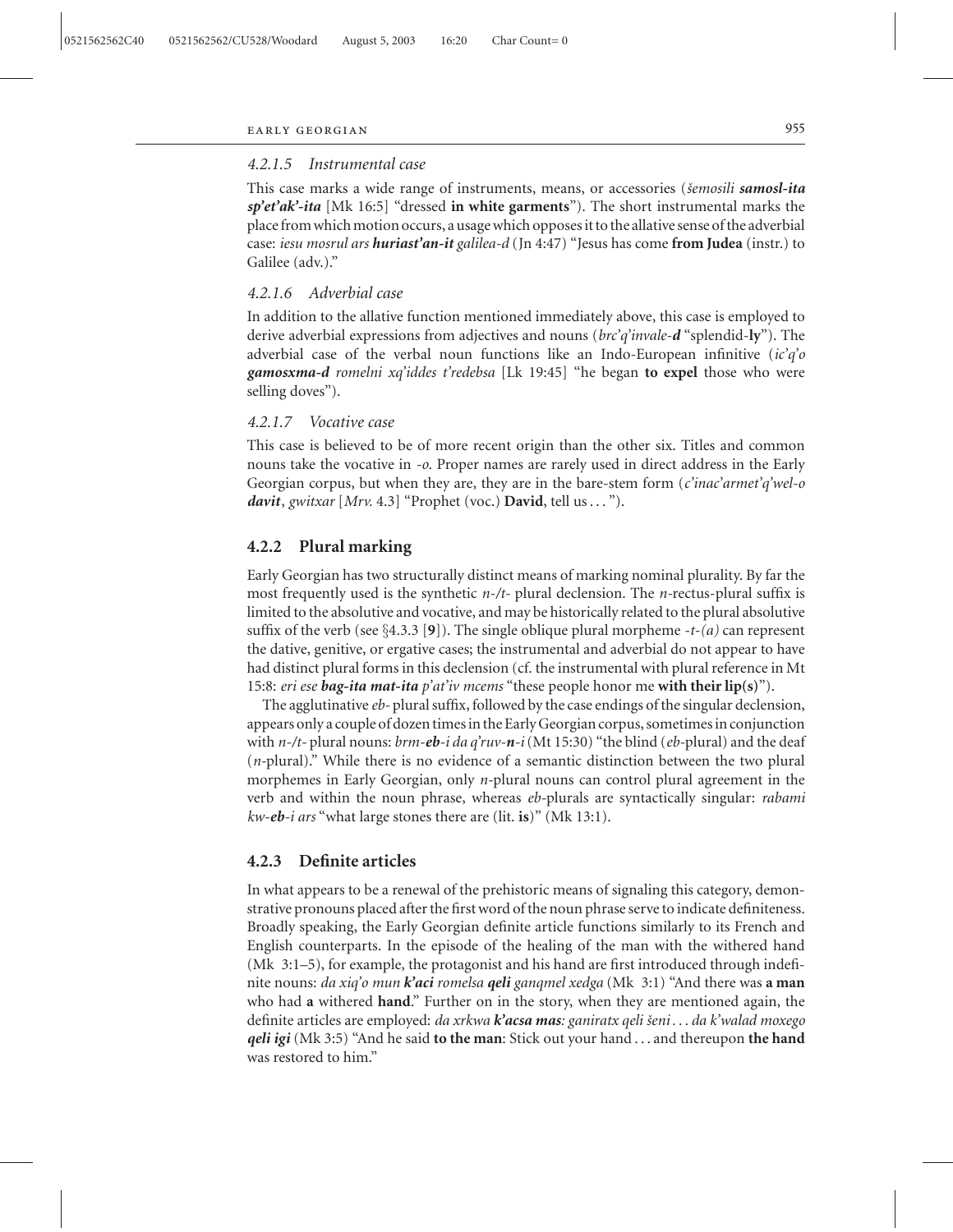#### *4.2.1.5 Instrumental case*

This case marks a wide range of instruments, means, or accessories (*šemosili **samosl-ita sp'et'ak'-ita*** [Mk 16:5] "dressed **in white garments**"). The short instrumental marks the place from which motion occurs, a usage which opposes it to the allative sense of the adverbial case: *iesu mosrul ars **huriast'an-it** galilea-d* (Jn 4:47) "Jesus has come **from Judea** (instr.) to Galilee (adv.)."

#### *4.2.1.6 Adverbial case*

In addition to the allative function mentioned immediately above, this case is employed to derive adverbial expressions from adjectives and nouns (*brc'q'invale-**d*** "splendid-**ly**"). The adverbial case of the verbal noun functions like an Indo-European infinitive (*ic'q'o **gamosxma-d** romelni xq'iddes t'redebsa* [Lk 19:45] "he began **to expel** those who were selling doves").

#### *4.2.1.7 Vocative case*

This case is believed to be of more recent origin than the other six. Titles and common nouns take the vocative in *-o*. Proper names are rarely used in direct address in the Early Georgian corpus, but when they are, they are in the bare-stem form (*c'inac'armet'q'wel-o **davit**, gwitxar* [*Mrv.* 4.3] "Prophet (voc.) **David**, tell us . . . ").

### 4.2.2 Plural marking

Early Georgian has two structurally distinct means of marking nominal plurality. By far the most frequently used is the synthetic *n-/t-* plural declension. The *n*-rectus-plural suffix is limited to the absolutive and vocative, and may be historically related to the plural absolutive suffix of the verb (see §4.3.3 [**9**]). The single oblique plural morpheme *-t-(a)* can represent the dative, genitive, or ergative cases; the instrumental and adverbial do not appear to have had distinct plural forms in this declension (cf. the instrumental with plural reference in Mt 15:8: *eri ese **bag-ita mat-ita** p'at'iv mcems* "these people honor me **with their lip(s)**").

The agglutinative *eb-* plural suffix, followed by the case endings of the singular declension, appears only a couple of dozen times in the Early Georgian corpus, sometimes in conjunction with *n-/t-* plural nouns: *brm-**eb**-i da q'ruv-**n**-i* (Mt 15:30) "the blind (*eb*-plural) and the deaf (*n*-plural)." While there is no evidence of a semantic distinction between the two plural morphemes in Early Georgian, only *n*-plural nouns can control plural agreement in the verb and within the noun phrase, whereas *eb*-plurals are syntactically singular: *rabami kw-**eb**-i ars* "what large stones there are (lit. **is**)" (Mk 13:1).

### 4.2.3 Definite articles

In what appears to be a renewal of the prehistoric means of signaling this category, demonstrative pronouns placed after the first word of the noun phrase serve to indicate definiteness. Broadly speaking, the Early Georgian definite article functions similarly to its French and English counterparts. In the episode of the healing of the man with the withered hand (Mk 3:1–5), for example, the protagonist and his hand are first introduced through indefinite nouns: *da xiq'o mun **k'aci** romelsa **qeli** ganqmel xedga* (Mk 3:1) "And there was **a man** who had **a** withered **hand**." Further on in the story, when they are mentioned again, the definite articles are employed: *da xrkwa **k'acsa mas**: ganiratx qeli šeni . . . da k'walad moxego **qeli igi*** (Mk 3:5) "And he said **to the man**: Stick out your hand . . . and thereupon **the hand** was restored to him."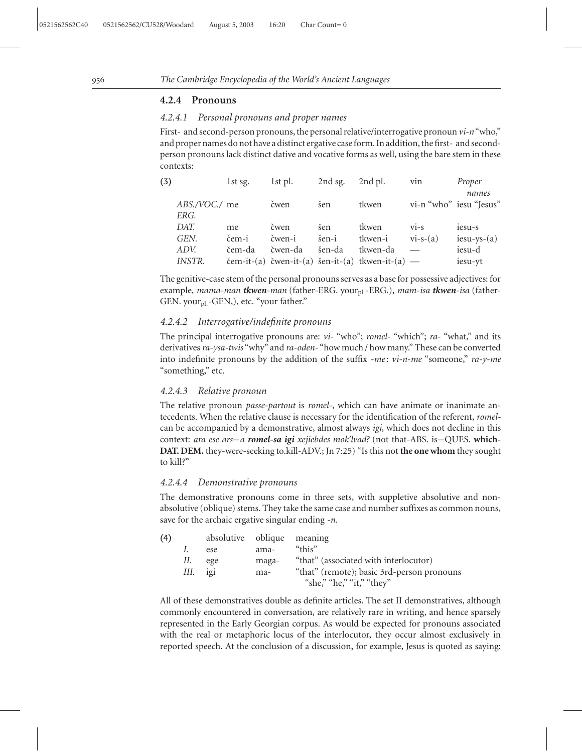### 4.2.4 Pronouns

#### *4.2.4.1 Personal pronouns and proper names*

First- and second-person pronouns, the personal relative/interrogative pronoun *vi-n* "who," and proper names do not have a distinct ergative case form. In addition, the first- and second-person pronouns lack distinct dative and vocative forms as well, using the bare stem in these contexts:

(3)

| | 1st sg. | 1st pl. | 2nd sg. | 2nd pl. | vin | *Proper names* |
|---|---|---|---|---|---|---|
| *ABS./VOC./ ERG.* | me | čwen | šen | tkwen | vi-n "who" | iesu "Jesus" |
| *DAT.* | me | čwen | šen | tkwen | vi-s | iesu-s |
| *GEN.* | čem-i | čwen-i | šen-i | tkwen-i | vi-s-(a) | iesu-ys-(a) |
| *ADV.* | čem-da | čwen-da | šen-da | tkwen-da | — | iesu-d |
| *INSTR.* | čem-it-(a) | čwen-it-(a) | šen-it-(a) | tkwen-it-(a) | — | iesu-yt |

The genitive-case stem of the personal pronouns serves as a base for possessive adjectives: for example, *mama-man* ***tkwen****-man* (father-ERG. your$_{pl.}$-ERG.), *mam-isa* ***tkwen****-isa* (father-GEN. your$_{pl.}$-GEN,), etc. "your father."

#### *4.2.4.2 Interrogative/indefinite pronouns*

The principal interrogative pronouns are: *vi-* "who"; *romel-* "which"; *ra-* "what," and its derivatives *ra-ysa-twis* "why" and *ra-oden-* "how much / how many." These can be converted into indefinite pronouns by the addition of the suffix *-me*: *vi-n-me* "someone," *ra-y-me* "something," etc.

#### *4.2.4.3 Relative pronoun*

The relative pronoun *passe-partout* is *romel-*, which can have animate or inanimate antecedents. When the relative clause is necessary for the identification of the referent, *romel-* can be accompanied by a demonstrative, almost always *igi*, which does not decline in this context: *ara ese ars=a* ***romel-sa igi*** *xejiebdes mok'lvad?* (not that-ABS. is=QUES. **which-DAT. DEM.** they-were-seeking to.kill-ADV.; Jn 7:25) "Is this not **the one whom** they sought to kill?"

#### *4.2.4.4 Demonstrative pronouns*

The demonstrative pronouns come in three sets, with suppletive absolutive and non-absolutive (oblique) stems. They take the same case and number suffixes as common nouns, save for the archaic ergative singular ending *-n*.

(4)

| | absolutive | oblique | meaning |
|---|---|---|---|
| *I.* | ese | ama- | "this" |
| *II.* | ege | maga- | "that" (associated with interlocutor) |
| *III.* | igi | ma- | "that" (remote); basic 3rd-person pronouns "she," "he," "it," "they" |

All of these demonstratives double as definite articles. The set II demonstratives, although commonly encountered in conversation, are relatively rare in writing, and hence sparsely represented in the Early Georgian corpus. As would be expected for pronouns associated with the real or metaphoric locus of the interlocutor, they occur almost exclusively in reported speech. At the conclusion of a discussion, for example, Jesus is quoted as saying: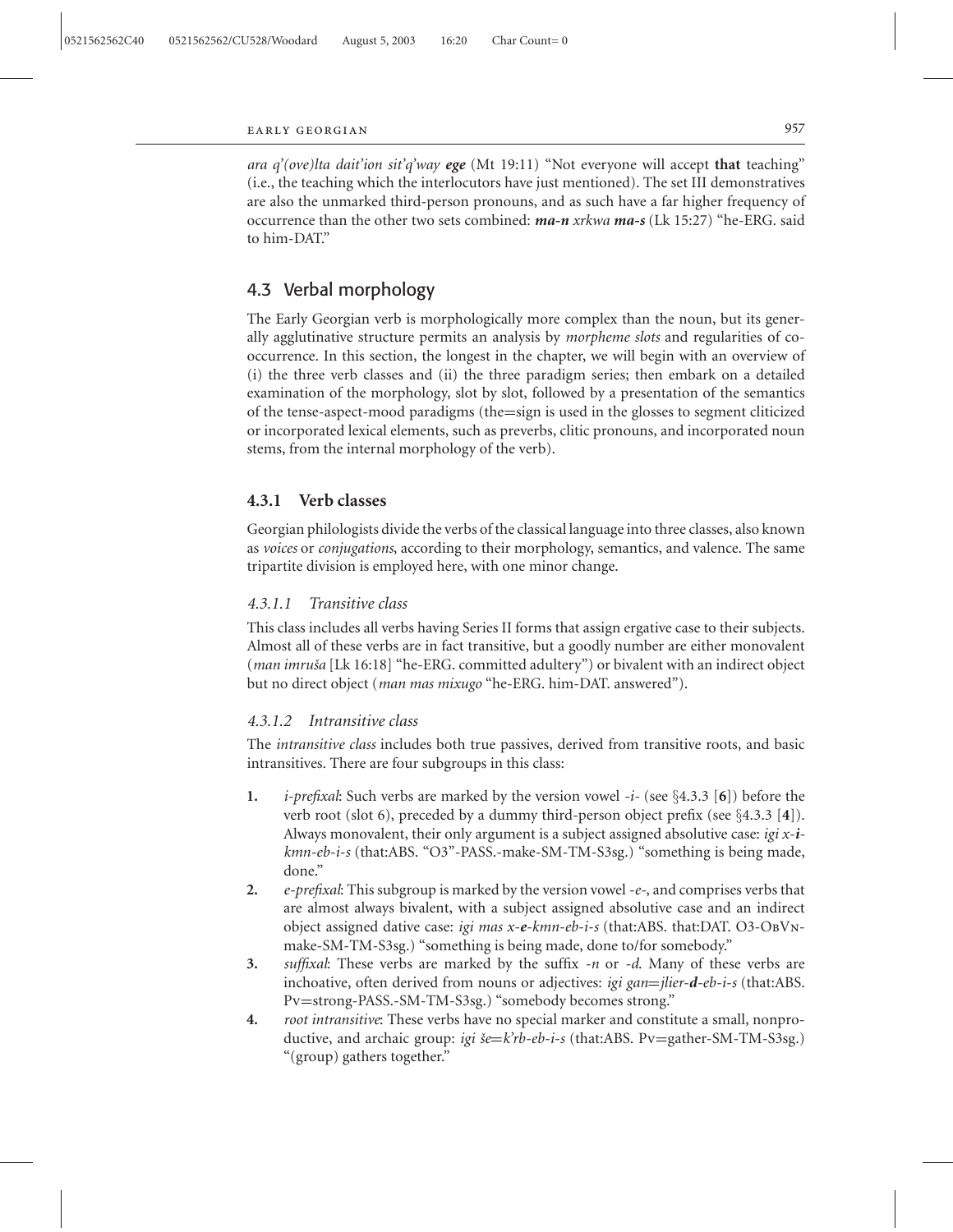*ara q'(ove)lta dait'ion sit'q'way* ***ege*** (Mt 19:11) "Not everyone will accept **that** teaching" (i.e., the teaching which the interlocutors have just mentioned). The set III demonstratives are also the unmarked third-person pronouns, and as such have a far higher frequency of occurrence than the other two sets combined: ***ma-n*** *xrkwa* ***ma-s*** (Lk 15:27) "he-ERG. said to him-DAT."

## 4.3 Verbal morphology

The Early Georgian verb is morphologically more complex than the noun, but its generally agglutinative structure permits an analysis by *morpheme slots* and regularities of cooccurrence. In this section, the longest in the chapter, we will begin with an overview of (i) the three verb classes and (ii) the three paradigm series; then embark on a detailed examination of the morphology, slot by slot, followed by a presentation of the semantics of the tense-aspect-mood paradigms (the=sign is used in the glosses to segment cliticized or incorporated lexical elements, such as preverbs, clitic pronouns, and incorporated noun stems, from the internal morphology of the verb).

### 4.3.1 Verb classes

Georgian philologists divide the verbs of the classical language into three classes, also known as *voices* or *conjugations*, according to their morphology, semantics, and valence. The same tripartite division is employed here, with one minor change.

#### *4.3.1.1 Transitive class*

This class includes all verbs having Series II forms that assign ergative case to their subjects. Almost all of these verbs are in fact transitive, but a goodly number are either monovalent (*man imruša* [Lk 16:18] "he-ERG. committed adultery") or bivalent with an indirect object but no direct object (*man mas mixugo* "he-ERG. him-DAT. answered").

#### *4.3.1.2 Intransitive class*

The *intransitive class* includes both true passives, derived from transitive roots, and basic intransitives. There are four subgroups in this class:

1. *i-prefixal*: Such verbs are marked by the version vowel *-i-* (see §4.3.3 [**6**]) before the verb root (slot 6), preceded by a dummy third-person object prefix (see §4.3.3 [**4**]). Always monovalent, their only argument is a subject assigned absolutive case: *igi x-**i**-kmn-eb-i-s* (that:ABS. "O3"-PASS.-make-SM-TM-S3sg.) "something is being made, done."
2. *e-prefixal*: This subgroup is marked by the version vowel *-e-*, and comprises verbs that are almost always bivalent, with a subject assigned absolutive case and an indirect object assigned dative case: *igi mas x-**e**-kmn-eb-i-s* (that:ABS. that:DAT. O3-ObVn-make-SM-TM-S3sg.) "something is being made, done to/for somebody."
3. *suffixal*: These verbs are marked by the suffix *-n* or *-d*. Many of these verbs are inchoative, often derived from nouns or adjectives: *igi gan=jlier-**d**-eb-i-s* (that:ABS. Pv=strong-PASS.-SM-TM-S3sg.) "somebody becomes strong."
4. *root intransitive*: These verbs have no special marker and constitute a small, nonproductive, and archaic group: *igi še=k'rb-eb-i-s* (that:ABS. Pv=gather-SM-TM-S3sg.) "(group) gathers together."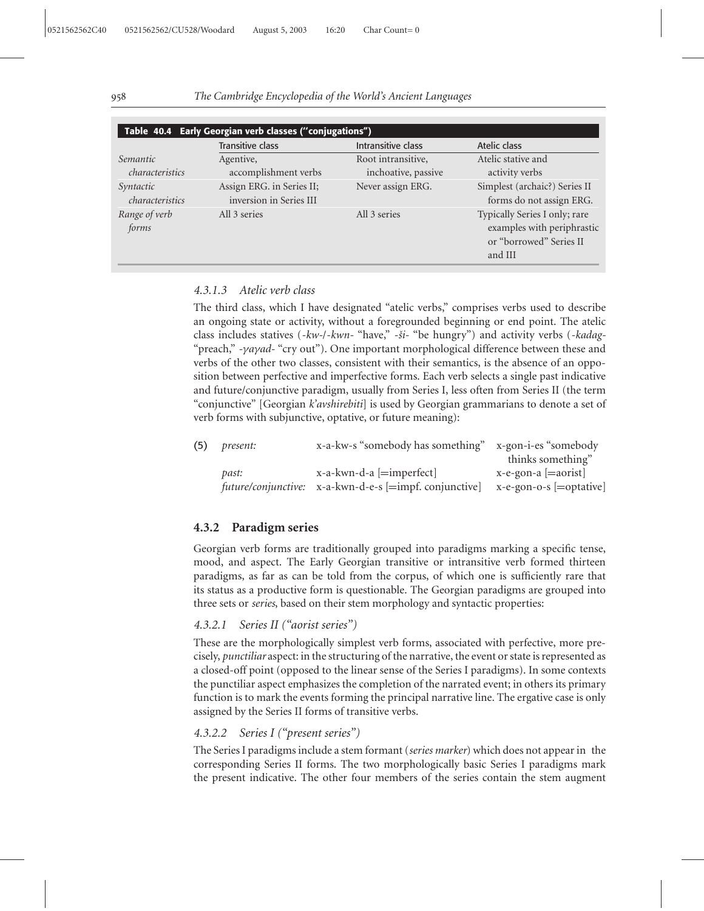**Table 40.4 Early Georgian verb classes ("conjugations")**

| | Transitive class | Intransitive class | Atelic class |
|---|---|---|---|
| *Semantic characteristics* | Agentive, accomplishment verbs | Root intransitive, inchoative, passive | Atelic stative and activity verbs |
| *Syntactic characteristics* | Assign ERG. in Series II; inversion in Series III | Never assign ERG. | Simplest (archaic?) Series II forms do not assign ERG. |
| *Range of verb forms* | All 3 series | All 3 series | Typically Series I only; rare examples with periphrastic or "borrowed" Series II and III |

### *4.3.1.3 Atelic verb class*

The third class, which I have designated "atelic verbs," comprises verbs used to describe an ongoing state or activity, without a foregrounded beginning or end point. The atelic class includes statives (*-kw-*/*-kwn-* "have," *-ši-* "be hungry") and activity verbs (*-kadag-* "preach," *-γaγad-* "cry out"). One important morphological difference between these and verbs of the other two classes, consistent with their semantics, is the absence of an opposition between perfective and imperfective forms. Each verb selects a single past indicative and future/conjunctive paradigm, usually from Series I, less often from Series II (the term "conjunctive" [Georgian *k'avshirebiti*] is used by Georgian grammarians to denote a set of verb forms with subjunctive, optative, or future meaning):

| (5) | | | |
|---|---|---|---|
| | *present:* | x-a-kw-s "somebody has something" | x-gon-i-es "somebody thinks something" |
| | *past:* | x-a-kwn-d-a [=imperfect] | x-e-gon-a [=aorist] |
| | *future/conjunctive:* | x-a-kwn-d-e-s [=impf. conjunctive] | x-e-gon-o-s [=optative] |

## 4.3.2 Paradigm series

Georgian verb forms are traditionally grouped into paradigms marking a specific tense, mood, and aspect. The Early Georgian transitive or intransitive verb formed thirteen paradigms, as far as can be told from the corpus, of which one is sufficiently rare that its status as a productive form is questionable. The Georgian paradigms are grouped into three sets or *series*, based on their stem morphology and syntactic properties:

### *4.3.2.1 Series II ("aorist series")*

These are the morphologically simplest verb forms, associated with perfective, more precisely, *punctiliar* aspect: in the structuring of the narrative, the event or state is represented as a closed-off point (opposed to the linear sense of the Series I paradigms). In some contexts the punctiliar aspect emphasizes the completion of the narrated event; in others its primary function is to mark the events forming the principal narrative line. The ergative case is only assigned by the Series II forms of transitive verbs.

### *4.3.2.2 Series I ("present series")*

The Series I paradigms include a stem formant (*series marker*) which does not appear in the corresponding Series II forms. The two morphologically basic Series I paradigms mark the present indicative. The other four members of the series contain the stem augment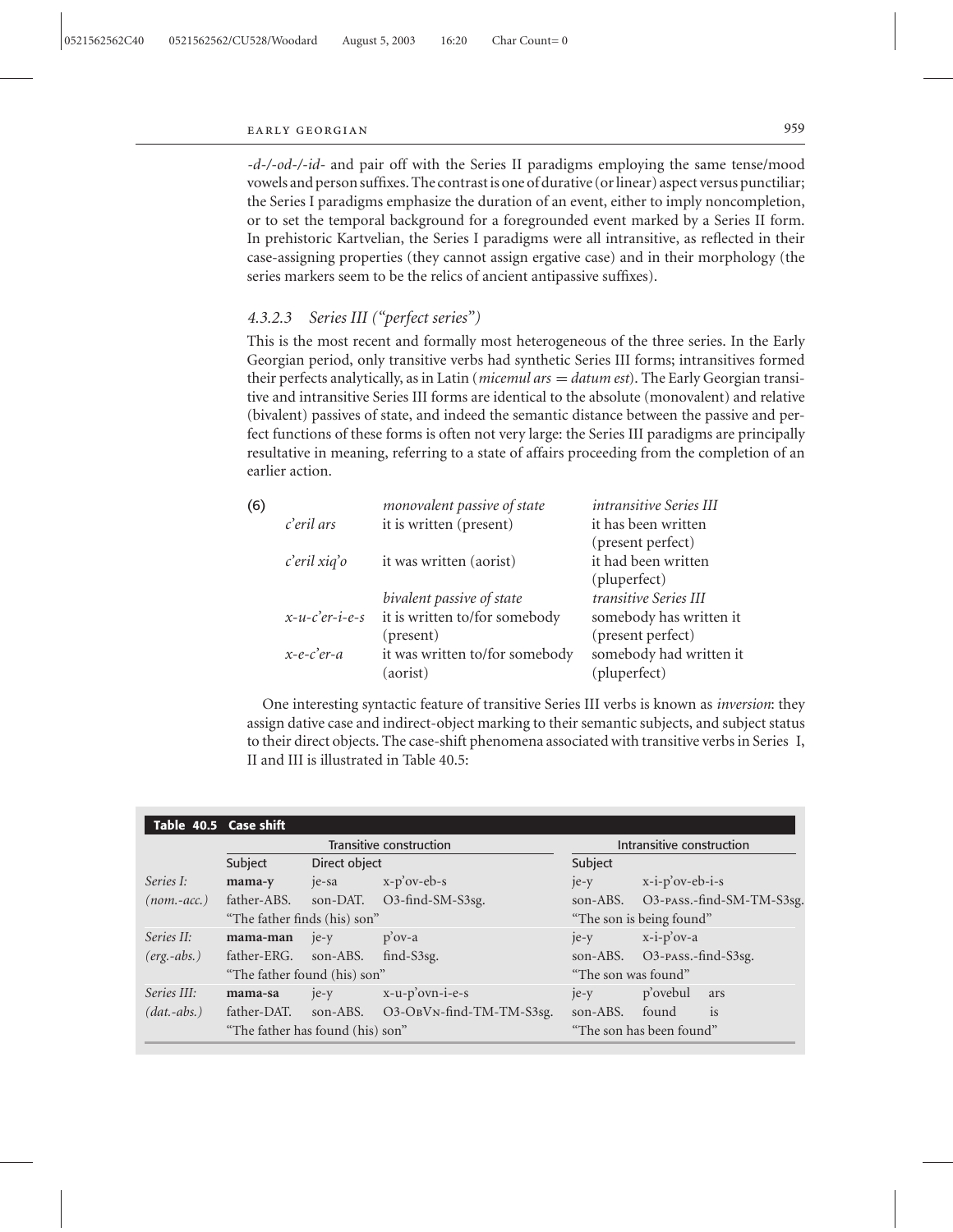*-d-/-od-/-id-* and pair off with the Series II paradigms employing the same tense/mood vowels and person suffixes. The contrast is one of durative (or linear) aspect versus punctiliar; the Series I paradigms emphasize the duration of an event, either to imply noncompletion, or to set the temporal background for a foregrounded event marked by a Series II form. In prehistoric Kartvelian, the Series I paradigms were all intransitive, as reflected in their case-assigning properties (they cannot assign ergative case) and in their morphology (the series markers seem to be the relics of ancient antipassive suffixes).

#### *4.3.2.3 Series III ("perfect series")*

This is the most recent and formally most heterogeneous of the three series. In the Early Georgian period, only transitive verbs had synthetic Series III forms; intransitives formed their perfects analytically, as in Latin (*micemul ars = datum est*). The Early Georgian transitive and intransitive Series III forms are identical to the absolute (monovalent) and relative (bivalent) passives of state, and indeed the semantic distance between the passive and perfect functions of these forms is often not very large: the Series III paradigms are principally resultative in meaning, referring to a state of affairs proceeding from the completion of an earlier action.

(6)

| | *monovalent passive of state* | *intransitive Series III* |
|---|---|---|
| *c'eril ars* | it is written (present) | it has been written (present perfect) |
| *c'eril xiq'o* | it was written (aorist) | it had been written (pluperfect) |
| | *bivalent passive of state* | *transitive Series III* |
| *x-u-c'er-i-e-s* | it is written to/for somebody (present) | somebody has written it (present perfect) |
| *x-e-c'er-a* | it was written to/for somebody (aorist) | somebody had written it (pluperfect) |

One interesting syntactic feature of transitive Series III verbs is known as *inversion*: they assign dative case and indirect-object marking to their semantic subjects, and subject status to their direct objects. The case-shift phenomena associated with transitive verbs in Series I, II and III is illustrated in Table 40.5:

**Table 40.5 Case shift**

| | Transitive construction | | | Intransitive construction | |
|---|---|---|---|---|---|
| | Subject | Direct object | | Subject | |
| *Series I:* | **mama-y** | je-sa | x-p'ov-eb-s | je-y | x-i-p'ov-eb-i-s |
| *(nom.-acc.)* | father-ABS. | son-DAT. | O3-find-SM-S3sg. | son-ABS. | O3-PASS.-find-SM-TM-S3sg. |
| | "The father finds (his) son" | | | "The son is being found" | |
| *Series II:* | **mama-man** | je-y | p'ov-a | je-y | x-i-p'ov-a |
| *(erg.-abs.)* | father-ERG. | son-ABS. | find-S3sg. | son-ABS. | O3-PASS.-find-S3sg. |
| | "The father found (his) son" | | | "The son was found" | |
| *Series III:* | **mama-sa** | je-y | x-u-p'ovn-i-e-s | je-y | p'ovebul ars |
| *(dat.-abs.)* | father-DAT. | son-ABS. | O3-OBVN-find-TM-TM-S3sg. | son-ABS. | found is |
| | "The father has found (his) son" | | | "The son has been found" | |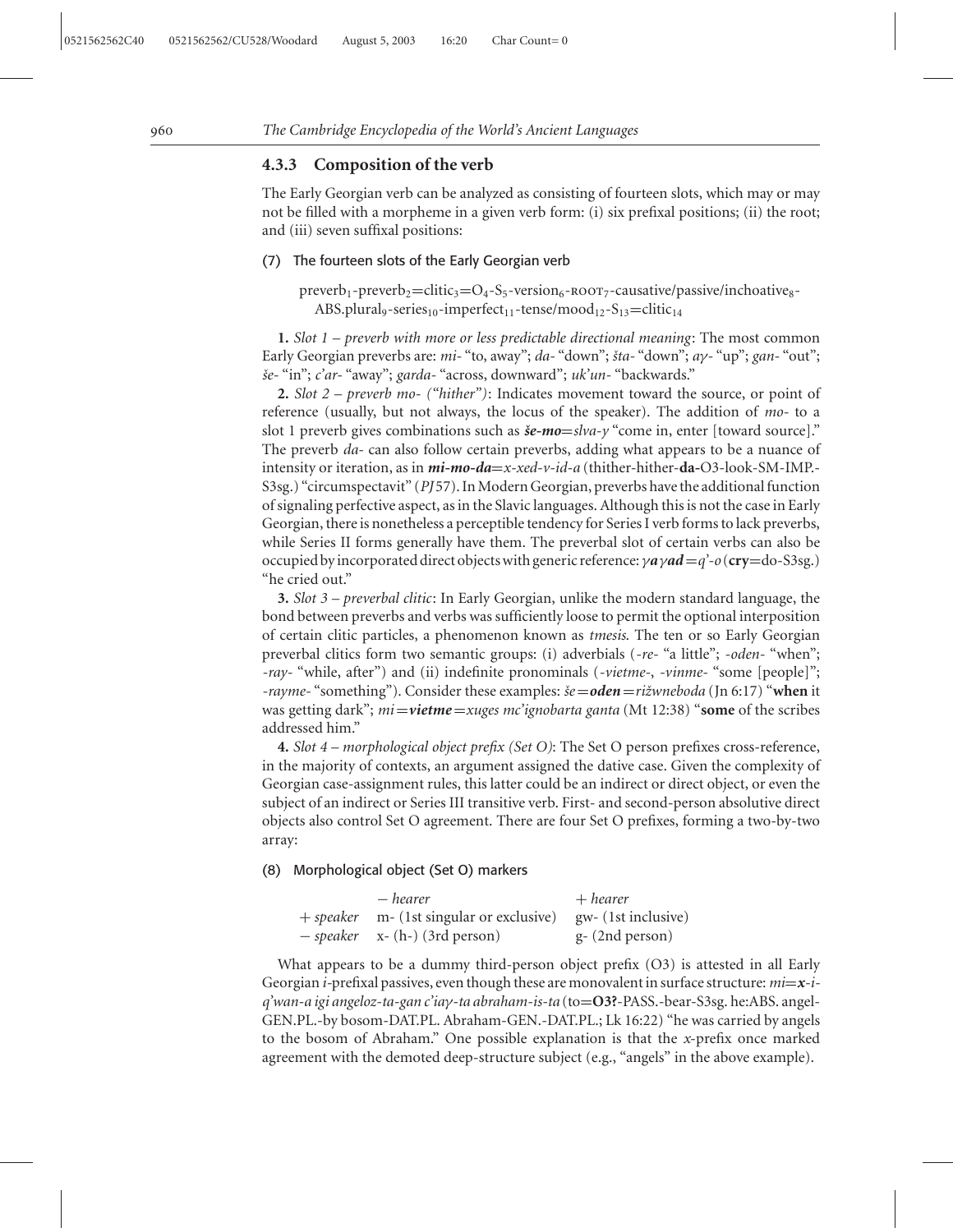### 4.3.3 Composition of the verb

The Early Georgian verb can be analyzed as consisting of fourteen slots, which may or may not be filled with a morpheme in a given verb form: (i) six prefixal positions; (ii) the root; and (iii) seven suffixal positions:

(7) The fourteen slots of the Early Georgian verb

> $\text{preverb}_1$-$\text{preverb}_2$=$\text{clitic}_3$=$O_4$-$S_5$-$\text{version}_6$-$\text{ROOT}_7$-$\text{causative/passive/inchoative}_8$-$\text{ABS.plural}_9$-$\text{series}_{10}$-$\text{imperfect}_{11}$-$\text{tense/mood}_{12}$-$S_{13}$=$\text{clitic}_{14}$

**1.** *Slot 1 – preverb with more or less predictable directional meaning*: The most common Early Georgian preverbs are: *mi-* "to, away"; *da-* "down"; *šta-* "down"; *aγ-* "up"; *gan-* "out"; *še-* "in"; *c'ar-* "away"; *garda-* "across, downward"; *uk'un-* "backwards."

**2.** *Slot 2 – preverb mo- ("hither")*: Indicates movement toward the source, or point of reference (usually, but not always, the locus of the speaker). The addition of *mo-* to a slot 1 preverb gives combinations such as ***še-mo***=*slva-y* "come in, enter [toward source]." The preverb *da-* can also follow certain preverbs, adding what appears to be a nuance of intensity or iteration, as in ***mi-mo-da***=*x-xed-v-id-a* (thither-hither-**da-**O3-look-SM-IMP.-S3sg.) "circumspectavit" (*PJ* 57). In Modern Georgian, preverbs have the additional function of signaling perfective aspect, as in the Slavic languages. Although this is not the case in Early Georgian, there is nonetheless a perceptible tendency for Series I verb forms to lack preverbs, while Series II forms generally have them. The preverbal slot of certain verbs can also be occupied by incorporated direct objects with generic reference: ***γaγad***=*q'-o* (**cry**=do-S3sg.) "he cried out."

**3.** *Slot 3 – preverbal clitic*: In Early Georgian, unlike the modern standard language, the bond between preverbs and verbs was sufficiently loose to permit the optional interposition of certain clitic particles, a phenomenon known as *tmesis*. The ten or so Early Georgian preverbal clitics form two semantic groups: (i) adverbials (*-re-* "a little"; *-oden-* "when"; *-ray-* "while, after") and (ii) indefinite pronominals (*-vietme-*, *-vinme-* "some [people]"; *-rayme-* "something"). Consider these examples: *še*=***oden***=*rižwneboda* (Jn 6:17) "**when** it was getting dark"; *mi*=***vietme***=*xuges mc'ignobarta ganta* (Mt 12:38) "**some** of the scribes addressed him."

**4.** *Slot 4 – morphological object prefix (Set O)*: The Set O person prefixes cross-reference, in the majority of contexts, an argument assigned the dative case. Given the complexity of Georgian case-assignment rules, this latter could be an indirect or direct object, or even the subject of an indirect or Series III transitive verb. First- and second-person absolutive direct objects also control Set O agreement. There are four Set O prefixes, forming a two-by-two array:

(8) Morphological object (Set O) markers

| | *− hearer* | *+ hearer* |
|---|---|---|
| *+ speaker* | m- (1st singular or exclusive) | gw- (1st inclusive) |
| *− speaker* | x- (h-) (3rd person) | g- (2nd person) |

What appears to be a dummy third-person object prefix (O3) is attested in all Early Georgian *i*-prefixal passives, even though these are monovalent in surface structure: *mi*=***x***-*i-q'wan-a igi angeloz-ta-gan c'iaγ-ta abraham-is-ta* (to=**O3?**-PASS.-bear-S3sg. he:ABS. angel-GEN.PL.-by bosom-DAT.PL. Abraham-GEN.-DAT.PL.; Lk 16:22) "he was carried by angels to the bosom of Abraham." One possible explanation is that the *x*-prefix once marked agreement with the demoted deep-structure subject (e.g., "angels" in the above example).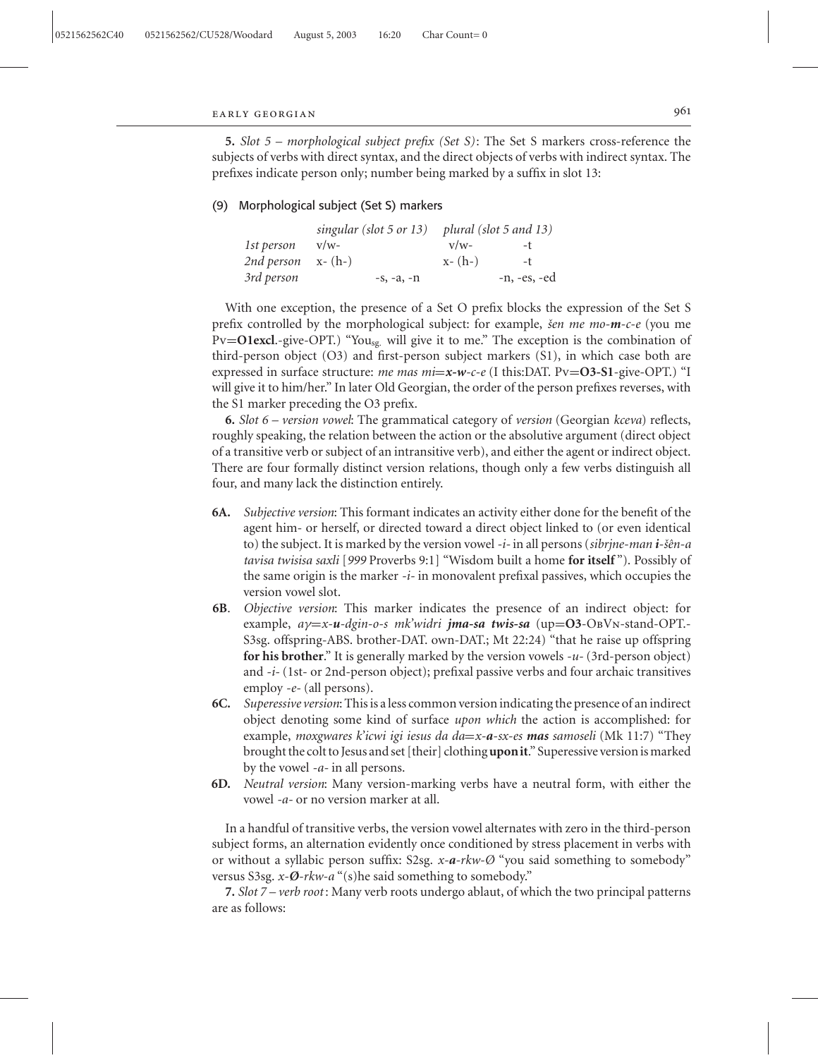**5.** *Slot 5 – morphological subject prefix (Set S)*: The Set S markers cross-reference the subjects of verbs with direct syntax, and the direct objects of verbs with indirect syntax. The prefixes indicate person only; number being marked by a suffix in slot 13:

(9) Morphological subject (Set S) markers

| | *singular (slot 5 or 13)* | | *plural (slot 5 and 13)* | |
|---|---|---|---|---|
| *1st person* | v/w- | | v/w- | -t |
| *2nd person* | x- (h-) | | x- (h-) | -t |
| *3rd person* | | -s, -a, -n | | -n, -es, -ed |

With one exception, the presence of a Set O prefix blocks the expression of the Set S prefix controlled by the morphological subject: for example, *šen me mo-**m**-c-e* (you me Pv=**O1excl**.-give-OPT.) "You$_{sg.}$ will give it to me." The exception is the combination of third-person object (O3) and first-person subject markers (S1), in which case both are expressed in surface structure: *me mas mi=**x-w**-c-e* (I this:DAT. Pv=**O3-S1**-give-OPT.) "I will give it to him/her." In later Old Georgian, the order of the person prefixes reverses, with the S1 marker preceding the O3 prefix.

**6.** *Slot 6 – version vowel*: The grammatical category of *version* (Georgian *kceva*) reflects, roughly speaking, the relation between the action or the absolutive argument (direct object of a transitive verb or subject of an intransitive verb), and either the agent or indirect object. There are four formally distinct version relations, though only a few verbs distinguish all four, and many lack the distinction entirely.

- **6A.** *Subjective version*: This formant indicates an activity either done for the benefit of the agent him- or herself, or directed toward a direct object linked to (or even identical to) the subject. It is marked by the version vowel *-i-* in all persons (*sibrjne-man **i**-šên-a tavisa twisisa saxli* [*999* Proverbs 9:1] "Wisdom built a home **for itself**"). Possibly of the same origin is the marker *-i-* in monovalent prefixal passives, which occupies the version vowel slot.
- **6B**. *Objective version*: This marker indicates the presence of an indirect object: for example, *aγ=x-**u**-dgin-o-s mk'widri **jma-sa twis-sa*** (up=**O3**-ObVn-stand-OPT.-S3sg. offspring-ABS. brother-DAT. own-DAT.; Mt 22:24) "that he raise up offspring **for his brother**." It is generally marked by the version vowels *-u-* (3rd-person object) and *-i-* (1st- or 2nd-person object); prefixal passive verbs and four archaic transitives employ *-e-* (all persons).
- **6C.** *Superessive version*: This is a less common version indicating the presence of an indirect object denoting some kind of surface *upon which* the action is accomplished: for example, *moxgwares k'icwi igi iesus da da=x-**a**-sx-es **mas** samoseli* (Mk 11:7) "They brought the colt to Jesus and set [their] clothing **upon it**." Superessive version is marked by the vowel *-a-* in all persons.
- **6D.** *Neutral version*: Many version-marking verbs have a neutral form, with either the vowel *-a-* or no version marker at all.

In a handful of transitive verbs, the version vowel alternates with zero in the third-person subject forms, an alternation evidently once conditioned by stress placement in verbs with or without a syllabic person suffix: S2sg. *x-**a**-rkw-Ø* "you said something to somebody" versus S3sg. *x-**Ø**-rkw-a* "(s)he said something to somebody."

**7.** *Slot 7 – verb root*: Many verb roots undergo ablaut, of which the two principal patterns are as follows: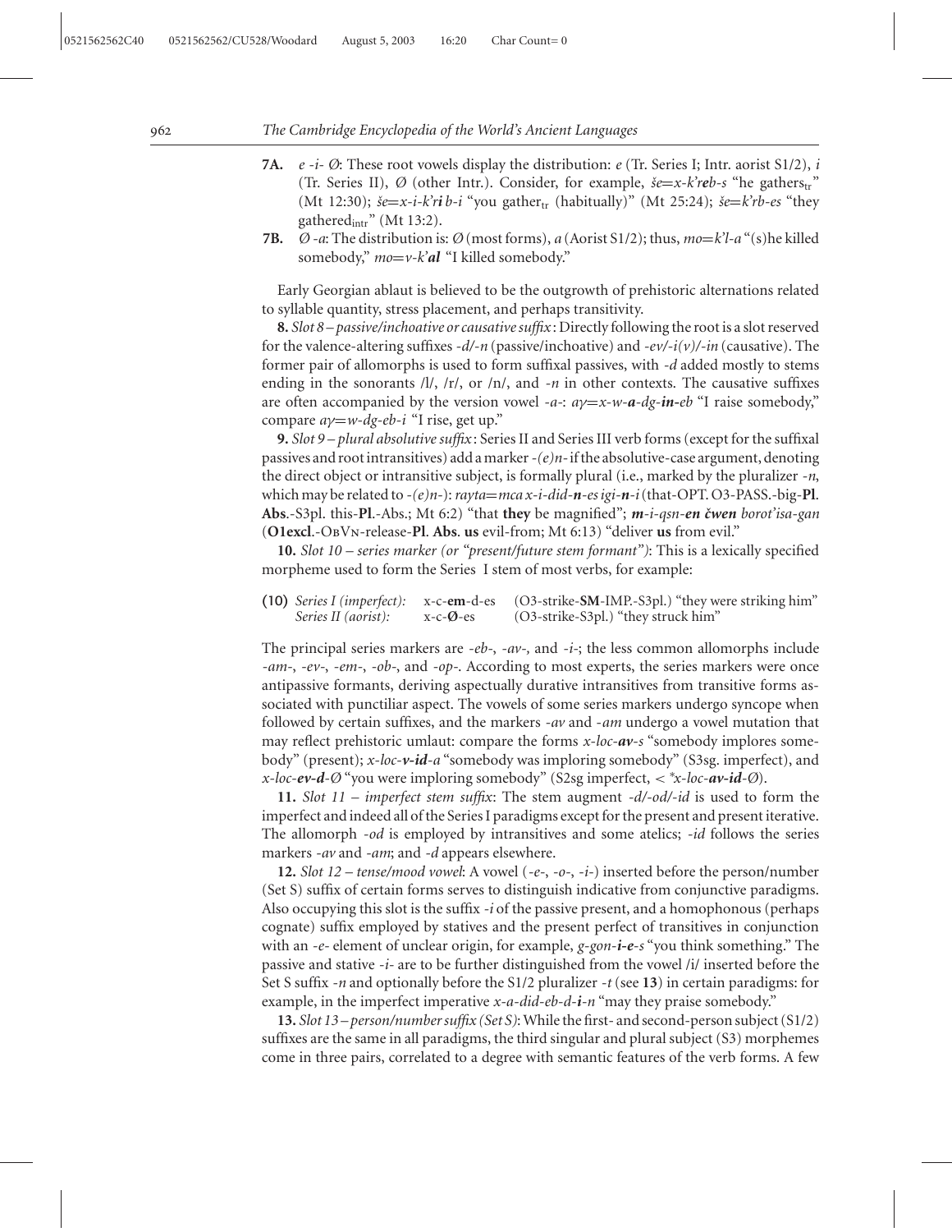**7A.** *e -i- Ø*: These root vowels display the distribution: *e* (Tr. Series I; Intr. aorist S1/2), *i* (Tr. Series II), *Ø* (other Intr.). Consider, for example, *še=x-k'reb-s* "he gathers$_{tr}$" (Mt 12:30); *še=x-i-k'ri b-i* "you gather$_{tr}$ (habitually)" (Mt 25:24); *še=k'rb-es* "they gathered$_{intr}$" (Mt 13:2).

**7B.** *Ø -a*: The distribution is: *Ø* (most forms), *a* (Aorist S1/2); thus, *mo=k'l-a* "(s)he killed somebody," *mo=v-k'al* "I killed somebody."

Early Georgian ablaut is believed to be the outgrowth of prehistoric alternations related to syllable quantity, stress placement, and perhaps transitivity.

**8.** *Slot 8 – passive/inchoative or causative suffix*: Directly following the root is a slot reserved for the valence-altering suffixes *-d/-n* (passive/inchoative) and *-ev/-i(v)/-in* (causative). The former pair of allomorphs is used to form suffixal passives, with *-d* added mostly to stems ending in the sonorants /l/, /r/, or /n/, and *-n* in other contexts. The causative suffixes are often accompanied by the version vowel *-a-*: *aγ=x-w-**a**-dg-**in**-eb* "I raise somebody," compare *aγ=w-dg-eb-i* "I rise, get up."

**9.** *Slot 9 – plural absolutive suffix*: Series II and Series III verb forms (except for the suffixal passives and root intransitives) add a marker *-(e)n-* if the absolutive-case argument, denoting the direct object or intransitive subject, is formally plural (i.e., marked by the pluralizer *-n*, which may be related to *-(e)n-*): *rayta=mca x-i-did-**n**-es igi-**n**-i* (that-OPT. O3-PASS.-big-**Pl**. **Abs**.-S3pl. this-**Pl**.-Abs.; Mt 6:2) "that **they** be magnified"; ***m**-i-qsn-**en čwen** borot'isa-gan* (**O1excl**.-ObVn-release-**Pl**. **Abs**. **us** evil-from; Mt 6:13) "deliver **us** from evil."

**10.** *Slot 10 – series marker (or "present/future stem formant")*: This is a lexically specified morpheme used to form the Series I stem of most verbs, for example:

(10) *Series I (imperfect):* x-c-**em**-d-es (O3-strike-**SM**-IMP.-S3pl.) "they were striking him"
*Series II (aorist):* x-c-**Ø**-es (O3-strike-S3pl.) "they struck him"

The principal series markers are *-eb-*, *-av-*, and *-i-*; the less common allomorphs include *-am-*, *-ev-*, *-em-*, *-ob-*, and *-op-*. According to most experts, the series markers were once antipassive formants, deriving aspectually durative intransitives from transitive forms associated with punctiliar aspect. The vowels of some series markers undergo syncope when followed by certain suffixes, and the markers *-av* and *-am* undergo a vowel mutation that may reflect prehistoric umlaut: compare the forms *x-loc-**av**-s* "somebody implores somebody" (present); *x-loc-**v-id**-a* "somebody was imploring somebody" (S3sg. imperfect), and *x-loc-**ev-d**-Ø* "you were imploring somebody" (S2sg imperfect, < *\*x-loc-**av-id**-Ø*).

**11.** *Slot 11 – imperfect stem suffix*: The stem augment *-d/-od/-id* is used to form the imperfect and indeed all of the Series I paradigms except for the present and present iterative. The allomorph *-od* is employed by intransitives and some atelics; *-id* follows the series markers *-av* and *-am*; and *-d* appears elsewhere.

**12.** *Slot 12 – tense/mood vowel*: A vowel (*-e-*, *-o-*, *-i-*) inserted before the person/number (Set S) suffix of certain forms serves to distinguish indicative from conjunctive paradigms. Also occupying this slot is the suffix *-i* of the passive present, and a homophonous (perhaps cognate) suffix employed by statives and the present perfect of transitives in conjunction with an *-e-* element of unclear origin, for example, *g-gon-**i-e**-s* "you think something." The passive and stative *-i-* are to be further distinguished from the vowel /i/ inserted before the Set S suffix *-n* and optionally before the S1/2 pluralizer *-t* (see **13**) in certain paradigms: for example, in the imperfect imperative *x-a-did-eb-d-**i**-n* "may they praise somebody."

**13.** *Slot 13 – person/number suffix (Set S)*: While the first- and second-person subject (S1/2) suffixes are the same in all paradigms, the third singular and plural subject (S3) morphemes come in three pairs, correlated to a degree with semantic features of the verb forms. A few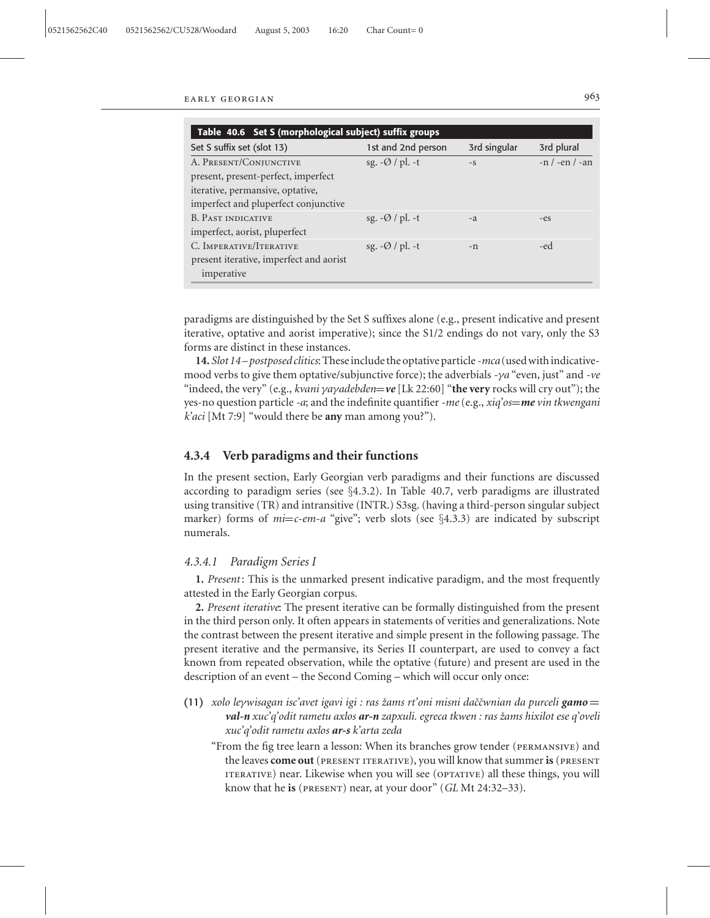**Table 40.6 Set S (morphological subject) suffix groups**

| Set S suffix set (slot 13) | 1st and 2nd person | 3rd singular | 3rd plural |
|---|---|---|---|
| A. Present/Conjunctive<br>present, present-perfect, imperfect iterative, permansive, optative, imperfect and pluperfect conjunctive | sg. -Ø / pl. -t | -s | -n / -en / -an |
| B. Past indicative<br>imperfect, aorist, pluperfect | sg. -Ø / pl. -t | -a | -es |
| C. Imperative/Iterative<br>present iterative, imperfect and aorist imperative | sg. -Ø / pl. -t | -n | -ed |

paradigms are distinguished by the Set S suffixes alone (e.g., present indicative and present iterative, optative and aorist imperative); since the S1/2 endings do not vary, only the S3 forms are distinct in these instances.

**14.** *Slot 14 – postposed clitics*: These include the optative particle *-mca* (used with indicative-mood verbs to give them optative/subjunctive force); the adverbials *-ɣa* "even, just" and *-ve* "indeed, the very" (e.g., *kvani ɣaɣadebden=**ve*** [Lk 22:60] "**the very** rocks will cry out"); the yes-no question particle *-a*; and the indefinite quantifier *-me* (e.g., *xiq'os=**me** vin tkwengani k'aci* [Mt 7:9] "would there be **any** man among you?").

### 4.3.4 Verb paradigms and their functions

In the present section, Early Georgian verb paradigms and their functions are discussed according to paradigm series (see §4.3.2). In Table 40.7, verb paradigms are illustrated using transitive (TR) and intransitive (INTR.) S3sg. (having a third-person singular subject marker) forms of *mi=c-em-a* "give"; verb slots (see §4.3.3) are indicated by subscript numerals.

#### *4.3.4.1 Paradigm Series I*

**1.** *Present*: This is the unmarked present indicative paradigm, and the most frequently attested in the Early Georgian corpus.

**2.** *Present iterative*: The present iterative can be formally distinguished from the present in the third person only. It often appears in statements of verities and generalizations. Note the contrast between the present iterative and simple present in the following passage. The present iterative and the permansive, its Series II counterpart, are used to convey a fact known from repeated observation, while the optative (future) and present are used in the description of an event – the Second Coming – which will occur only once:

(11) *xolo leɣwisagan isc'avet igavi igi : ras žams rt'oni misni daččwnian da purceli **gamo=val-n** xuc'q'odit rametu axlos **ar-n** zapxuli. egreca tkwen : ras žams hixilot ese q'oveli xuc'q'odit rametu axlos **ar-s** k'arta zeda*

"From the fig tree learn a lesson: When its branches grow tender (PERMANSIVE) and the leaves **come out** (PRESENT ITERATIVE), you will know that summer **is** (PRESENT ITERATIVE) near. Likewise when you will see (OPTATIVE) all these things, you will know that he **is** (PRESENT) near, at your door" (*GL* Mt 24:32–33).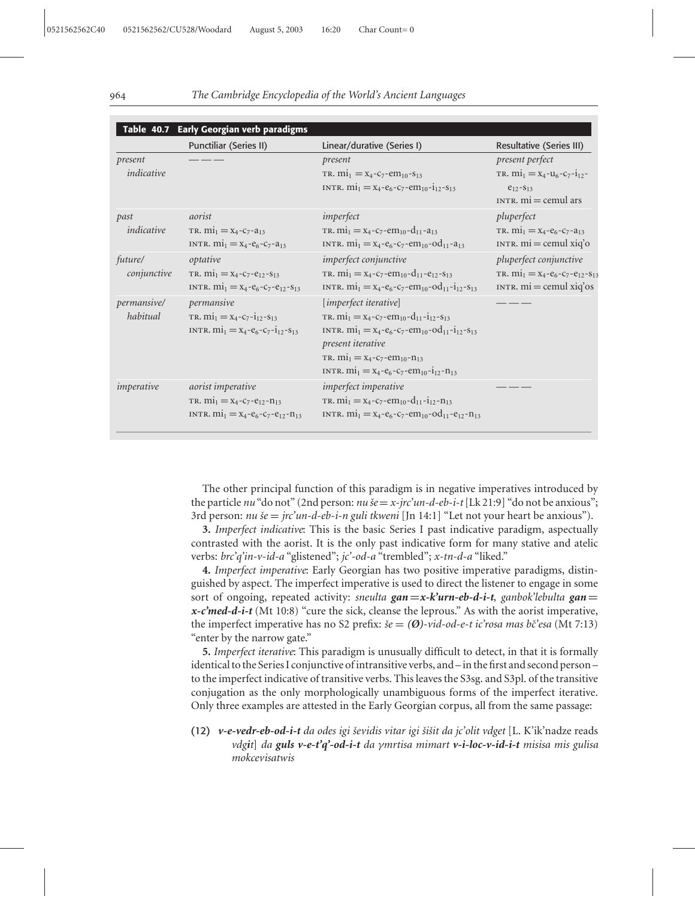**Table 40.7 Early Georgian verb paradigms**

| | Punctiliar (Series II) | Linear/durative (Series I) | Resultative (Series III) |
|---|---|---|---|
| *present indicative* | — — — | *present*<br>TR. $mi_1 = x_4$-$c_7$-$em_{10}$-$s_{13}$<br>INTR. $mi_1 = x_4$-$e_6$-$c_7$-$em_{10}$-$i_{12}$-$s_{13}$ | *present perfect*<br>TR. $mi_1 = x_4$-$u_6$-$c_7$-$i_{12}$-$e_{12}$-$s_{13}$<br>INTR. mi = cemul ars |
| *past indicative* | *aorist*<br>TR. $mi_1 = x_4$-$c_7$-$a_{13}$<br>INTR. $mi_1 = x_4$-$e_6$-$c_7$-$a_{13}$ | *imperfect*<br>TR. $mi_1 = x_4$-$c_7$-$em_{10}$-$d_{11}$-$a_{13}$<br>INTR. $mi_1 = x_4$-$e_6$-$c_7$-$em_{10}$-$od_{11}$-$a_{13}$ | *pluperfect*<br>TR. $mi_1 = x_4$-$e_6$-$c_7$-$a_{13}$<br>INTR. mi = cemul xiq'o |
| *future/ conjunctive* | *optative*<br>TR. $mi_1 = x_4$-$c_7$-$e_{12}$-$s_{13}$<br>INTR. $mi_1 = x_4$-$e_6$-$c_7$-$e_{12}$-$s_{13}$ | *imperfect conjunctive*<br>TR. $mi_1 = x_4$-$c_7$-$em_{10}$-$d_{11}$-$e_{12}$-$s_{13}$<br>INTR. $mi_1 = x_4$-$e_6$-$c_7$-$em_{10}$-$od_{11}$-$i_{12}$-$s_{13}$ | *pluperfect conjunctive*<br>TR. $mi_1 = x_4$-$e_6$-$c_7$-$e_{12}$-$s_{13}$<br>INTR. mi = cemul xiq'os |
| *permansive/ habitual* | *permansive*<br>TR. $mi_1 = x_4$-$c_7$-$i_{12}$-$s_{13}$<br>INTR. $mi_1 = x_4$-$e_6$-$c_7$-$i_{12}$-$s_{13}$ | [*imperfect iterative*]<br>TR. $mi_1 = x_4$-$c_7$-$em_{10}$-$d_{11}$-$i_{12}$-$s_{13}$<br>INTR. $mi_1 = x_4$-$e_6$-$c_7$-$em_{10}$-$od_{11}$-$i_{12}$-$s_{13}$<br>*present iterative*<br>TR. $mi_1 = x_4$-$c_7$-$em_{10}$-$n_{13}$<br>INTR. $mi_1 = x_4$-$e_6$-$c_7$-$em_{10}$-$i_{12}$-$n_{13}$ | — — — |
| *imperative* | *aorist imperative*<br>TR. $mi_1 = x_4$-$c_7$-$e_{12}$-$n_{13}$<br>INTR. $mi_1 = x_4$-$e_6$-$c_7$-$e_{12}$-$n_{13}$ | *imperfect imperative*<br>TR. $mi_1 = x_4$-$c_7$-$em_{10}$-$d_{11}$-$i_{12}$-$n_{13}$<br>INTR. $mi_1 = x_4$-$e_6$-$c_7$-$em_{10}$-$od_{11}$-$e_{12}$-$n_{13}$ | — — — |

The other principal function of this paradigm is in negative imperatives introduced by the particle *nu* "do not" (2nd person: *nu še = x-jrc'un-d-eb-i-t* [Lk 21:9] "do not be anxious"; 3rd person: *nu še = jrc'un-d-eb-i-n guli tkweni* [Jn 14:1] "Let not your heart be anxious").

**3.** *Imperfect indicative*: This is the basic Series I past indicative paradigm, aspectually contrasted with the aorist. It is the only past indicative form for many stative and atelic verbs: *brc'q'in-v-id-a* "glistened"; *jc'-od-a* "trembled"; *x-tn-d-a* "liked."

**4.** *Imperfect imperative*: Early Georgian has two positive imperative paradigms, distinguished by aspect. The imperfect imperative is used to direct the listener to engage in some sort of ongoing, repeated activity: *sneulta* ***gan=x-k'urn-eb-d-i-t***, *ganbok'lebulta* ***gan=x-c'med-d-i-t*** (Mt 10:8) "cure the sick, cleanse the leprous." As with the aorist imperative, the imperfect imperative has no S2 prefix: *še =* ***(Ø)****-vid-od-e-t ic'rosa mas bč'esa* (Mt 7:13) "enter by the narrow gate."

**5.** *Imperfect iterative*: This paradigm is unusually difficult to detect, in that it is formally identical to the Series I conjunctive of intransitive verbs, and – in the first and second person – to the imperfect indicative of transitive verbs. This leaves the S3sg. and S3pl. of the transitive conjugation as the only morphologically unambiguous forms of the imperfect iterative. Only three examples are attested in the Early Georgian corpus, all from the same passage:

(12) ***v-e-vedr-eb-od-i-t*** *da odes igi ševidis vitar igi šišit da jc'olit vdget* [L. K'ik'nadze reads *vdg****it***] *da* ***guls v-e-t'q'-od-i-t*** *da γmrtisa mimart* ***v-i-loc-v-id-i-t*** *misisa mis gulisa mokcevisatwis*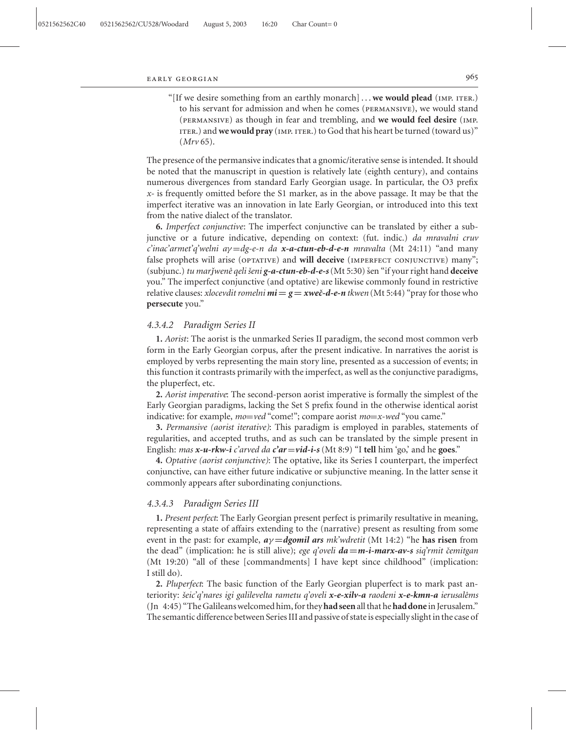"[If we desire something from an earthly monarch] . . . **we would plead** (IMP. ITER.) to his servant for admission and when he comes (PERMANSIVE), we would stand (PERMANSIVE) as though in fear and trembling, and **we would feel desire** (IMP. ITER.) and **we would pray** (IMP. ITER.) to God that his heart be turned (toward us)" (*Mrv* 65).

The presence of the permansive indicates that a gnomic/iterative sense is intended. It should be noted that the manuscript in question is relatively late (eighth century), and contains numerous divergences from standard Early Georgian usage. In particular, the O3 prefix *x-* is frequently omitted before the S1 marker, as in the above passage. It may be that the imperfect iterative was an innovation in late Early Georgian, or introduced into this text from the native dialect of the translator.

**6.** *Imperfect conjunctive*: The imperfect conjunctive can be translated by either a subjunctive or a future indicative, depending on context: (fut. indic.) *da mravalni cruv c'inac'armet'q'welni aγ=dg-e-n da* ***x-a-ctun-eb-d-e-n*** *mravalta* (Mt 24:11) "and many false prophets will arise (OPTATIVE) and **will deceive** (IMPERFECT CONJUNCTIVE) many"; (subjunc.) *tu marǯwenê qeli šeni* ***g-a-ctun-eb-d-e-s*** (Mt 5:30) šen "if your right hand **deceive** you." The imperfect conjunctive (and optative) are likewise commonly found in restrictive relative clauses: *xlocevdit romelni* ***mi = g = xweč-d-e-n*** *tkwen* (Mt 5:44) "pray for those who **persecute** you."

#### 4.3.4.2 Paradigm Series II

**1.** *Aorist*: The aorist is the unmarked Series II paradigm, the second most common verb form in the Early Georgian corpus, after the present indicative. In narratives the aorist is employed by verbs representing the main story line, presented as a succession of events; in this function it contrasts primarily with the imperfect, as well as the conjunctive paradigms, the pluperfect, etc.

**2.** *Aorist imperative*: The second-person aorist imperative is formally the simplest of the Early Georgian paradigms, lacking the Set S prefix found in the otherwise identical aorist indicative: for example, *mo=ved* "come!"; compare aorist *mo=x-wed* "you came."

**3.** *Permansive (aorist iterative)*: This paradigm is employed in parables, statements of regularities, and accepted truths, and as such can be translated by the simple present in English: *mas* ***x-u-rkw-i*** *c'arved da* ***c'ar=vid-i-s*** (Mt 8:9) "I **tell** him 'go,' and he **goes**."

**4.** *Optative (aorist conjunctive)*: The optative, like its Series I counterpart, the imperfect conjunctive, can have either future indicative or subjunctive meaning. In the latter sense it commonly appears after subordinating conjunctions.

#### 4.3.4.3 Paradigm Series III

**1.** *Present perfect*: The Early Georgian present perfect is primarily resultative in meaning, representing a state of affairs extending to the (narrative) present as resulting from some event in the past: for example, ***aγ=dgomil ars*** *mk'wdretit* (Mt 14:2) "he **has risen** from the dead" (implication: he is still alive); *ege q'oveli* ***da=m-i-marx-av-s*** *siq'rmit čemitgan* (Mt 19:20) "all of these [commandments] I have kept since childhood" (implication: I still do).

**2.** *Pluperfect*: The basic function of the Early Georgian pluperfect is to mark past anteriority: *šeic'q'nares igi galilevelta rametu q'oveli* ***x-e-xilv-a*** *raodeni* ***x-e-kmn-a*** *ierusalêms* (Jn 4:45) "The Galileans welcomed him, for they **had seen** all that he **had done** in Jerusalem." The semantic difference between Series III and passive of state is especially slight in the case of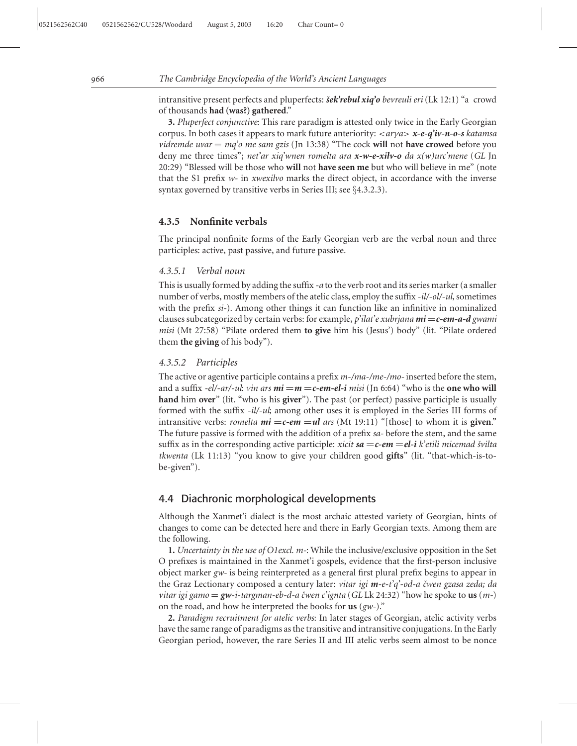intransitive present perfects and pluperfects: ***šek'rebul xiq'o*** *bevreuli eri* (Lk 12:1) "a crowd of thousands **had (was?) gathered**."

**3.** *Pluperfect conjunctive*: This rare paradigm is attested only twice in the Early Georgian corpus. In both cases it appears to mark future anteriority: *<arγa>* ***x-e-q'iv-n-o-s*** *katamsa vidremde uvar = mq'o me sam gzis* (Jn 13:38) "The cock **will** not **have crowed** before you deny me three times"; *net'ar xiq'wnen romelta ara* ***x-w-e-xilv-o*** *da x(w)urc'mene* (*GL* Jn 20:29) "Blessed will be those who **will** not **have seen me** but who will believe in me" (note that the S1 prefix *w-* in *xwexilvo* marks the direct object, in accordance with the inverse syntax governed by transitive verbs in Series III; see §4.3.2.3).

## 4.3.5 Nonfinite verbals

The principal nonfinite forms of the Early Georgian verb are the verbal noun and three participles: active, past passive, and future passive.

### *4.3.5.1 Verbal noun*

This is usually formed by adding the suffix *-a* to the verb root and its series marker (a smaller number of verbs, mostly members of the atelic class, employ the suffix *-il/-ol/-ul,* sometimes with the prefix *si-*). Among other things it can function like an infinitive in nominalized clauses subcategorized by certain verbs: for example, *p'ilat'e xubrjana* ***mi=c-em-a-d*** *gwami misi* (Mt 27:58) "Pilate ordered them **to give** him his (Jesus') body" (lit. "Pilate ordered them **the giving** of his body").

### *4.3.5.2 Participles*

The active or agentive participle contains a prefix *m-/ma-/me-/mo-* inserted before the stem, and a suffix *-el/-ar/-ul*: *vin ars* ***mi=m=c-em-el-i*** *misi* (Jn 6:64) "who is the **one who will hand** him **over**" (lit. "who is his **giver**"). The past (or perfect) passive participle is usually formed with the suffix *-il/-ul*; among other uses it is employed in the Series III forms of intransitive verbs: *romelta* ***mi=c-em=ul*** *ars* (Mt 19:11) "[those] to whom it is **given**." The future passive is formed with the addition of a prefix *sa-* before the stem, and the same suffix as in the corresponding active participle: *xicit* ***sa=c-em=el-i*** *k'etili micemad švilta tkwenta* (Lk 11:13) "you know to give your children good **gifts**" (lit. "that-which-is-to-be-given").

## 4.4 Diachronic morphological developments

Although the Xanmet'i dialect is the most archaic attested variety of Georgian, hints of changes to come can be detected here and there in Early Georgian texts. Among them are the following.

**1.** *Uncertainty in the use of O1excl. m-*: While the inclusive/exclusive opposition in the Set O prefixes is maintained in the Xanmet'i gospels, evidence that the first-person inclusive object marker *gw-* is being reinterpreted as a general first plural prefix begins to appear in the Graz Lectionary composed a century later: *vitar igi* ***m****-e-t'q'-od-a čwen gzasa zeda; da vitar igi gamo=****gw****-i-targman-eb-d-a čwen c'ignta* (*GL* Lk 24:32) "how he spoke to **us** (*m-*) on the road, and how he interpreted the books for **us** (*gw-*)."

**2.** *Paradigm recruitment for atelic verbs*: In later stages of Georgian, atelic activity verbs have the same range of paradigms as the transitive and intransitive conjugations. In the Early Georgian period, however, the rare Series II and III atelic verbs seem almost to be nonce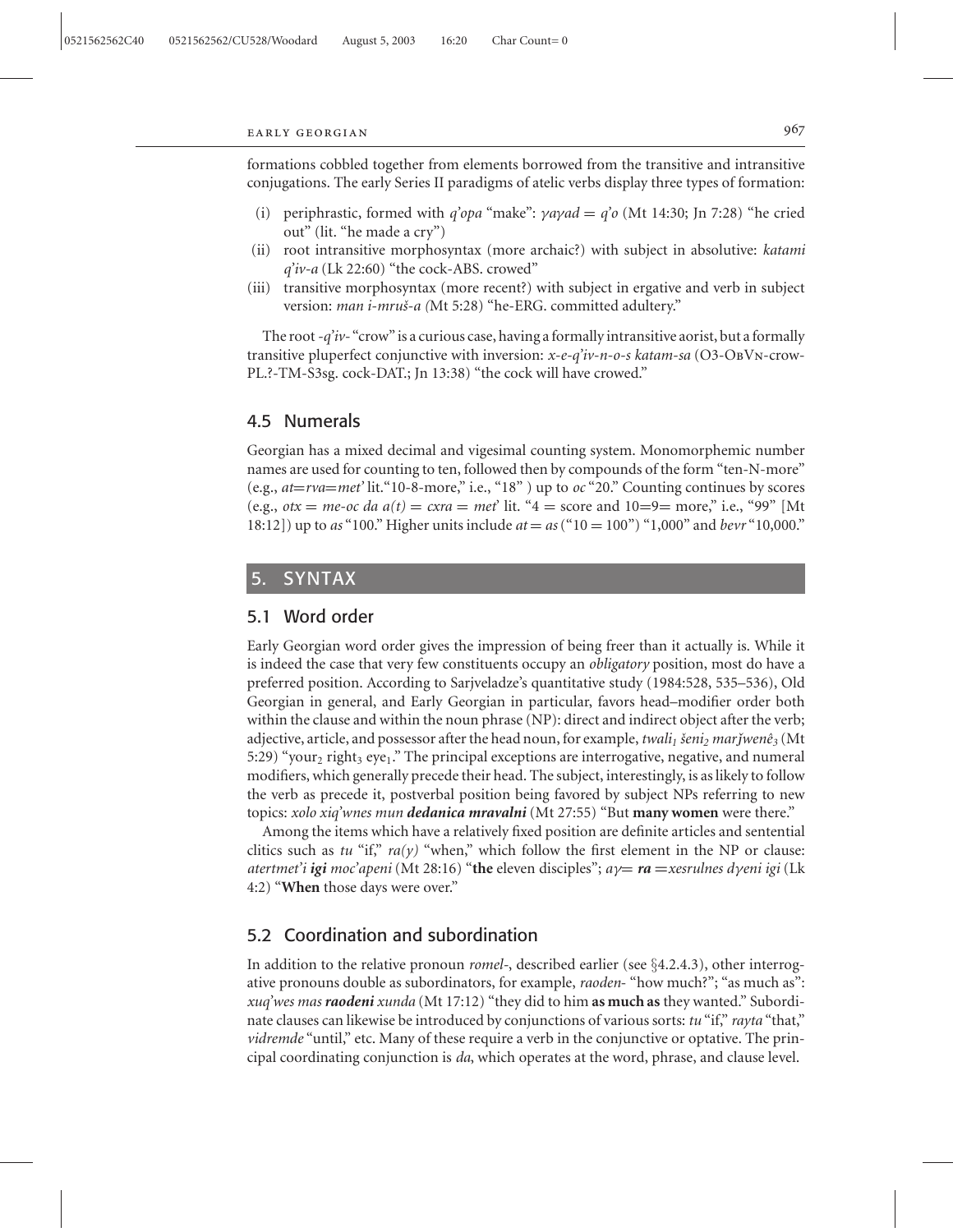formations cobbled together from elements borrowed from the transitive and intransitive conjugations. The early Series II paradigms of atelic verbs display three types of formation:

(i) periphrastic, formed with *q'opa* "make": *γaγad = q'o* (Mt 14:30; Jn 7:28) "he cried out" (lit. "he made a cry")
(ii) root intransitive morphosyntax (more archaic?) with subject in absolutive: *katami q'iv-a* (Lk 22:60) "the cock-ABS. crowed"
(iii) transitive morphosyntax (more recent?) with subject in ergative and verb in subject version: *man i-mruš-a (*Mt 5:28) "he-ERG. committed adultery."

The root *-q'iv-* "crow" is a curious case, having a formally intransitive aorist, but a formally transitive pluperfect conjunctive with inversion: *x-e-q'iv-n-o-s katam-sa* (O3-ObVn-crow-PL.?-TM-S3sg. cock-DAT.; Jn 13:38) "the cock will have crowed."

### 4.5 Numerals

Georgian has a mixed decimal and vigesimal counting system. Monomorphemic number names are used for counting to ten, followed then by compounds of the form "ten-N-more" (e.g., *at=rva=met'* lit."10-8-more," i.e., "18" ) up to *oc* "20." Counting continues by scores (e.g., *otx = me-oc da a(t) = cxra = met'* lit. "4 = score and 10=9= more," i.e., "99" [Mt 18:12]) up to *as* "100." Higher units include *at = as* ("10 = 100") "1,000" and *bevr* "10,000."

## 5. SYNTAX

### 5.1 Word order

Early Georgian word order gives the impression of being freer than it actually is. While it is indeed the case that very few constituents occupy an *obligatory* position, most do have a preferred position. According to Sarjveladze's quantitative study (1984:528, 535–536), Old Georgian in general, and Early Georgian in particular, favors head–modifier order both within the clause and within the noun phrase (NP): direct and indirect object after the verb; adjective, article, and possessor after the head noun, for example, *twali$_1$ šeni$_2$ marǰwenê$_3$* (Mt 5:29) "your$_2$ right$_3$ eye$_1$." The principal exceptions are interrogative, negative, and numeral modifiers, which generally precede their head. The subject, interestingly, is as likely to follow the verb as precede it, postverbal position being favored by subject NPs referring to new topics: *xolo xiq'wnes mun* ***dedanica mravalni*** (Mt 27:55) "But **many women** were there."

Among the items which have a relatively fixed position are definite articles and sentential clitics such as *tu* "if," *ra(y)* "when," which follow the first element in the NP or clause: *atertmet'i* ***igi*** *moc'apeni* (Mt 28:16) "**the** eleven disciples"; *aγ=* ***ra*** *=xesrulnes dγeni igi* (Lk 4:2) "**When** those days were over."

### 5.2 Coordination and subordination

In addition to the relative pronoun *romel-*, described earlier (see §4.2.4.3), other interrogative pronouns double as subordinators, for example, *raoden-* "how much?"; "as much as": *xuq'wes mas* ***raodeni*** *xunda* (Mt 17:12) "they did to him **as much as** they wanted." Subordinate clauses can likewise be introduced by conjunctions of various sorts: *tu* "if," *rayta* "that," *vidremde* "until," etc. Many of these require a verb in the conjunctive or optative. The principal coordinating conjunction is *da*, which operates at the word, phrase, and clause level.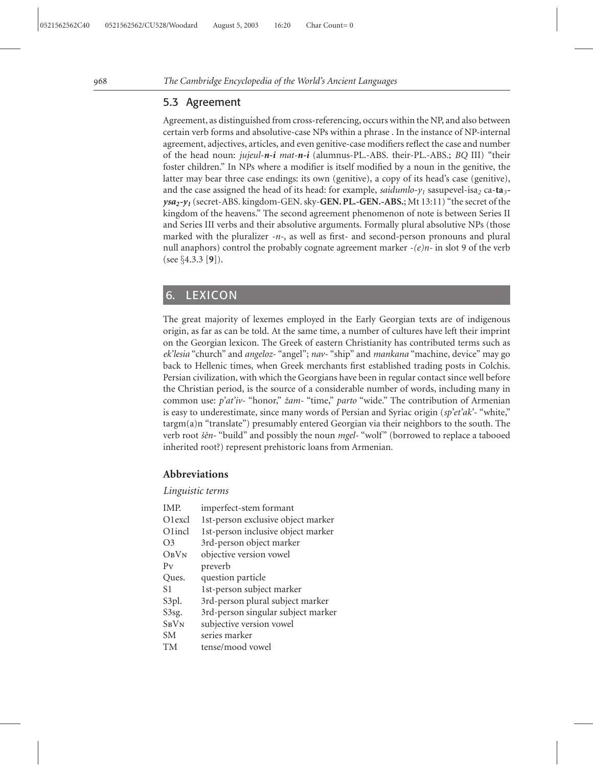## 5.3 Agreement

Agreement, as distinguished from cross-referencing, occurs within the NP, and also between certain verb forms and absolutive-case NPs within a phrase . In the instance of NP-internal agreement, adjectives, articles, and even genitive-case modifiers reflect the case and number of the head noun: *jujeul-**n-i** mat-**n-i*** (alumnus-PL.-ABS. their-PL.-ABS.; *BQ* III) "their foster children." In NPs where a modifier is itself modified by a noun in the genitive, the latter may bear three case endings: its own (genitive), a copy of its head's case (genitive), and the case assigned the head of its head: for example, *saidumlo-$y_1$* sasupevel-isa$_2$ ca-**ta$_3$-*ysa$_2$-y$_1$*** (secret-ABS. kingdom-GEN. sky-**GEN. PL.-GEN.-ABS.**; Mt 13:11) "the secret of the kingdom of the heavens." The second agreement phenomenon of note is between Series II and Series III verbs and their absolutive arguments. Formally plural absolutive NPs (those marked with the pluralizer *-n-*, as well as first- and second-person pronouns and plural null anaphors) control the probably cognate agreement marker *-(e)n-* in slot 9 of the verb (see §4.3.3 [**9**]).

# 6. LEXICON

The great majority of lexemes employed in the Early Georgian texts are of indigenous origin, as far as can be told. At the same time, a number of cultures have left their imprint on the Georgian lexicon. The Greek of eastern Christianity has contributed terms such as *ek'lesia* "church" and *angeloz-* "angel"; *nav-* "ship" and *mankana* "machine, device" may go back to Hellenic times, when Greek merchants first established trading posts in Colchis. Persian civilization, with which the Georgians have been in regular contact since well before the Christian period, is the source of a considerable number of words, including many in common use: *p'at'iv-* "honor," *žam-* "time," *parto* "wide." The contribution of Armenian is easy to underestimate, since many words of Persian and Syriac origin (*sp'et'ak'-* "white," targm(a)n "translate") presumably entered Georgian via their neighbors to the south. The verb root *šên-* "build" and possibly the noun *mgel-* "wolf" (borrowed to replace a tabooed inherited root?) represent prehistoric loans from Armenian.

### Abbreviations

*Linguistic terms*

| | |
|---|---|
| IMP. | imperfect-stem formant |
| O1excl | 1st-person exclusive object marker |
| O1incl | 1st-person inclusive object marker |
| O3 | 3rd-person object marker |
| ObVn | objective version vowel |
| Pv | preverb |
| Ques. | question particle |
| S1 | 1st-person subject marker |
| S3pl. | 3rd-person plural subject marker |
| S3sg. | 3rd-person singular subject marker |
| SbVn | subjective version vowel |
| SM | series marker |
| TM | tense/mood vowel |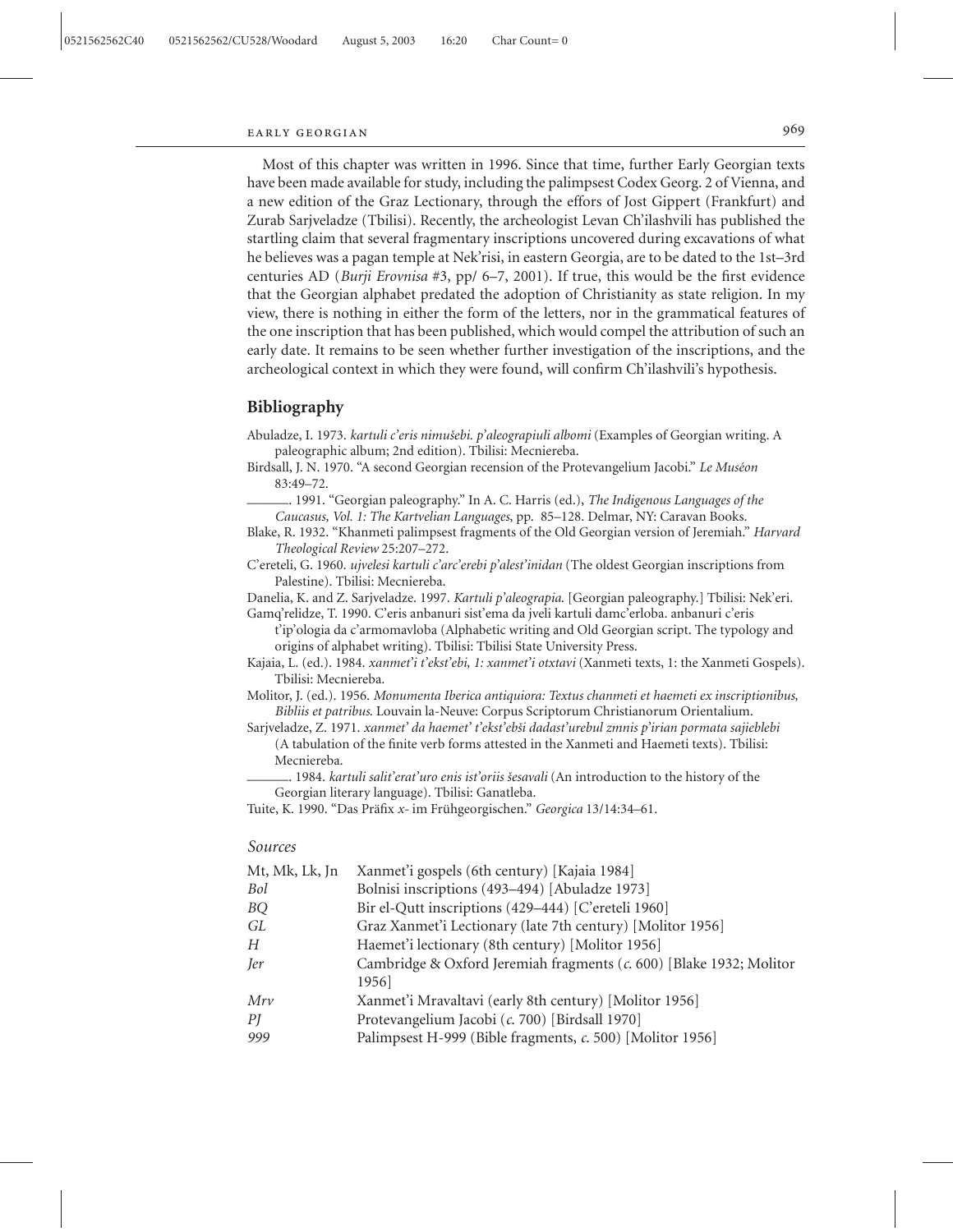Most of this chapter was written in 1996. Since that time, further Early Georgian texts have been made available for study, including the palimpsest Codex Georg. 2 of Vienna, and a new edition of the Graz Lectionary, through the effors of Jost Gippert (Frankfurt) and Zurab Sarjveladze (Tbilisi). Recently, the archeologist Levan Ch'ilashvili has published the startling claim that several fragmentary inscriptions uncovered during excavations of what he believes was a pagan temple at Nek'risi, in eastern Georgia, are to be dated to the 1st–3rd centuries AD (*Burji Erovnisa* #3, pp/ 6–7, 2001). If true, this would be the first evidence that the Georgian alphabet predated the adoption of Christianity as state religion. In my view, there is nothing in either the form of the letters, nor in the grammatical features of the one inscription that has been published, which would compel the attribution of such an early date. It remains to be seen whether further investigation of the inscriptions, and the archeological context in which they were found, will confirm Ch'ilashvili's hypothesis.

## Bibliography

Abuladze, I. 1973. *kartuli c'eris nimušebi. p'aleograpiuli albomi* (Examples of Georgian writing. A paleographic album; 2nd edition). Tbilisi: Mecniereba.

Birdsall, J. N. 1970. "A second Georgian recension of the Protevangelium Jacobi." *Le Muséon* 83:49–72.

———. 1991. "Georgian paleography." In A. C. Harris (ed.), *The Indigenous Languages of the Caucasus, Vol. 1: The Kartvelian Languages*, pp. 85–128. Delmar, NY: Caravan Books.

Blake, R. 1932. "Khanmeti palimpsest fragments of the Old Georgian version of Jeremiah." *Harvard Theological Review* 25:207–272.

C'ereteli, G. 1960. *ujvelesi kartuli c'arc'erebi p'alest'inidan* (The oldest Georgian inscriptions from Palestine). Tbilisi: Mecniereba.

Danelia, K. and Z. Sarjveladze. 1997. *Kartuli p'aleograpia.* [Georgian paleography.] Tbilisi: Nek'eri.

Gamq'relidze, T. 1990. C'eris anbanuri sist'ema da jveli kartuli damc'erloba. anbanuri c'eris t'ip'ologia da c'armomavloba (Alphabetic writing and Old Georgian script. The typology and origins of alphabet writing). Tbilisi: Tbilisi State University Press.

Kajaia, L. (ed.). 1984. *xanmet'i t'ekst'ebi, 1: xanmet'i otxtavi* (Xanmeti texts, 1: the Xanmeti Gospels). Tbilisi: Mecniereba.

Molitor, J. (ed.). 1956. *Monumenta Iberica antiquiora: Textus chanmeti et haemeti ex inscriptionibus, Bibliis et patribus.* Louvain la-Neuve: Corpus Scriptorum Christianorum Orientalium.

Sarjveladze, Z. 1971. *xanmet' da haemet' t'ekst'ebši dadast'urebul zmnis p'irian pormata sajieblebi* (A tabulation of the finite verb forms attested in the Xanmeti and Haemeti texts). Tbilisi: Mecniereba.

———. 1984. *kartuli salit'erat'uro enis ist'oriis šesavali* (An introduction to the history of the Georgian literary language). Tbilisi: Ganatleba.

Tuite, K. 1990. "Das Präfix *x*- im Frühgeorgischen." *Georgica* 13/14:34–61.

*Sources*

| | |
|---|---|
| Mt, Mk, Lk, Jn | Xanmet'i gospels (6th century) [Kajaia 1984] |
| *Bol* | Bolnisi inscriptions (493–494) [Abuladze 1973] |
| *BQ* | Bir el-Qutt inscriptions (429–444) [C'ereteli 1960] |
| *GL* | Graz Xanmet'i Lectionary (late 7th century) [Molitor 1956] |
| *H* | Haemet'i lectionary (8th century) [Molitor 1956] |
| *Jer* | Cambridge & Oxford Jeremiah fragments (*c.* 600) [Blake 1932; Molitor 1956] |
| *Mrv* | Xanmet'i Mravaltavi (early 8th century) [Molitor 1956] |
| *PJ* | Protevangelium Jacobi (*c.* 700) [Birdsall 1970] |
| *999* | Palimpsest H-999 (Bible fragments, *c.* 500) [Molitor 1956] |